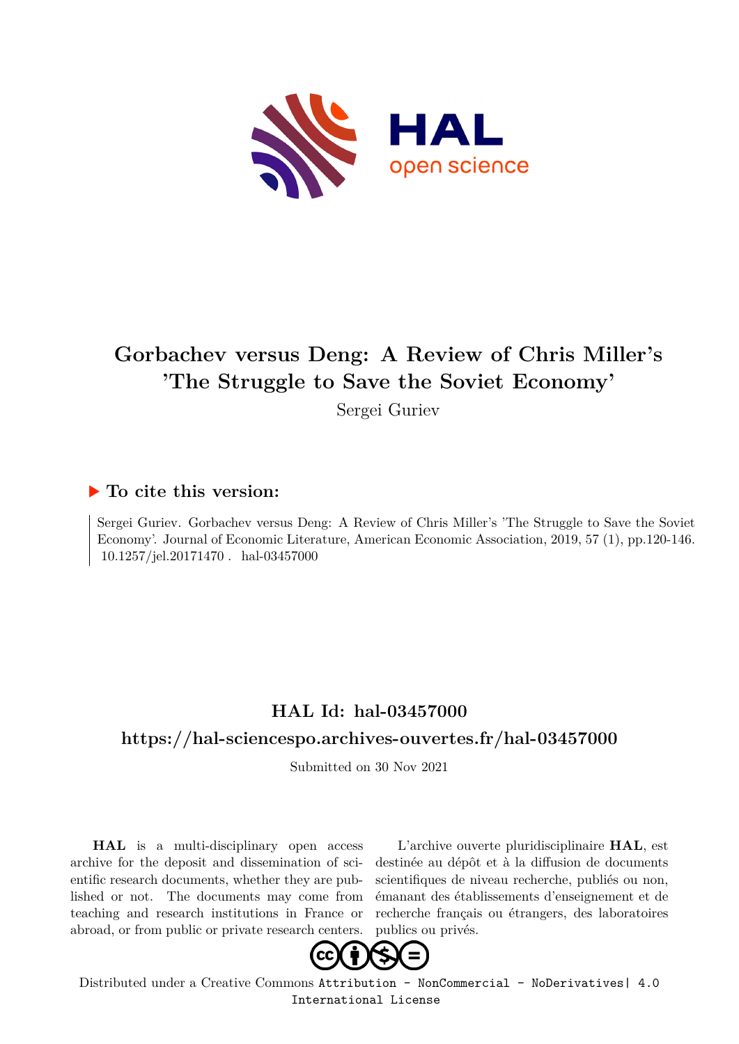# Gorbachev versus Deng: A Review of Chris Miller's 'The Struggle to Save the Soviet Economy'

Sergei Guriev

## ▶ To cite this version:

Sergei Guriev. Gorbachev versus Deng: A Review of Chris Miller's 'The Struggle to Save the Soviet Economy'. Journal of Economic Literature, American Economic Association, 2019, 57 (1), pp.120-146. 10.1257/jel.20171470 . hal-03457000

## HAL Id: hal-03457000

## https://hal-sciencespo.archives-ouvertes.fr/hal-03457000

Submitted on 30 Nov 2021

**HAL** is a multi-disciplinary open access archive for the deposit and dissemination of scientific research documents, whether they are published or not. The documents may come from teaching and research institutions in France or abroad, or from public or private research centers.

L'archive ouverte pluridisciplinaire **HAL**, est destinée au dépôt et à la diffusion de documents scientifiques de niveau recherche, publiés ou non, émanant des établissements d'enseignement et de recherche français ou étrangers, des laboratoires publics ou privés.

Distributed under a Creative Commons Attribution - NonCommercial - NoDerivatives| 4.0 International License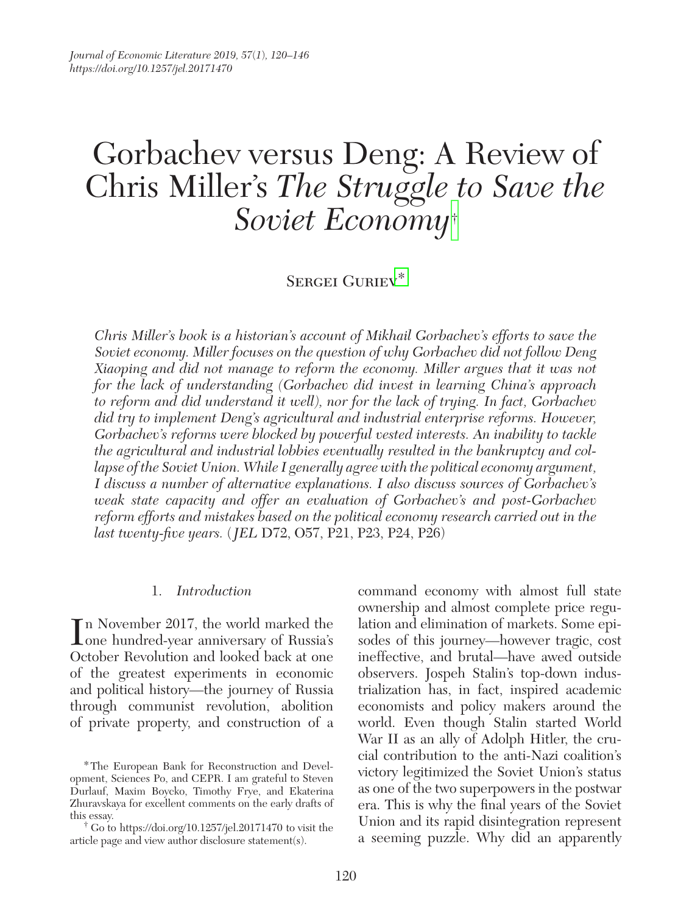Journal of Economic Literature 2019, 57(1), 120–146
https://doi.org/10.1257/jel.20171470

# Gorbachev versus Deng: A Review of Chris Miller's *The Struggle to Save the Soviet Economy*[†]

Sergei Guriev[*]

*Chris Miller's book is a historian's account of Mikhail Gorbachev's efforts to save the Soviet economy. Miller focuses on the question of why Gorbachev did not follow Deng Xiaoping and did not manage to reform the economy. Miller argues that it was not for the lack of understanding (Gorbachev did invest in learning China's approach to reform and did understand it well), nor for the lack of trying. In fact, Gorbachev did try to implement Deng's agricultural and industrial enterprise reforms. However, Gorbachev's reforms were blocked by powerful vested interests. An inability to tackle the agricultural and industrial lobbies eventually resulted in the bankruptcy and collapse of the Soviet Union. While I generally agree with the political economy argument, I discuss a number of alternative explanations. I also discuss sources of Gorbachev's weak state capacity and offer an evaluation of Gorbachev's and post-Gorbachev reform efforts and mistakes based on the political economy research carried out in the last twenty-five years.* (*JEL* D72, O57, P21, P23, P24, P26)

## 1. *Introduction*

In November 2017, the world marked the one hundred-year anniversary of Russia's October Revolution and looked back at one of the greatest experiments in economic and political history—the journey of Russia through communist revolution, abolition of private property, and construction of a command economy with almost full state ownership and almost complete price regulation and elimination of markets. Some episodes of this journey—however tragic, cost ineffective, and brutal—have awed outside observers. Jospeh Stalin's top-down industrialization has, in fact, inspired academic economists and policy makers around the world. Even though Stalin started World War II as an ally of Adolph Hitler, the crucial contribution to the anti-Nazi coalition's victory legitimized the Soviet Union's status as one of the two superpowers in the postwar era. This is why the final years of the Soviet Union and its rapid disintegration represent a seeming puzzle. Why did an apparently

[*] The European Bank for Reconstruction and Development, Sciences Po, and CEPR. I am grateful to Steven Durlauf, Maxim Boycko, Timothy Frye, and Ekaterina Zhuravskaya for excellent comments on the early drafts of this essay.

[†] Go to https://doi.org/10.1257/jel.20171470 to visit the article page and view author disclosure statement(s).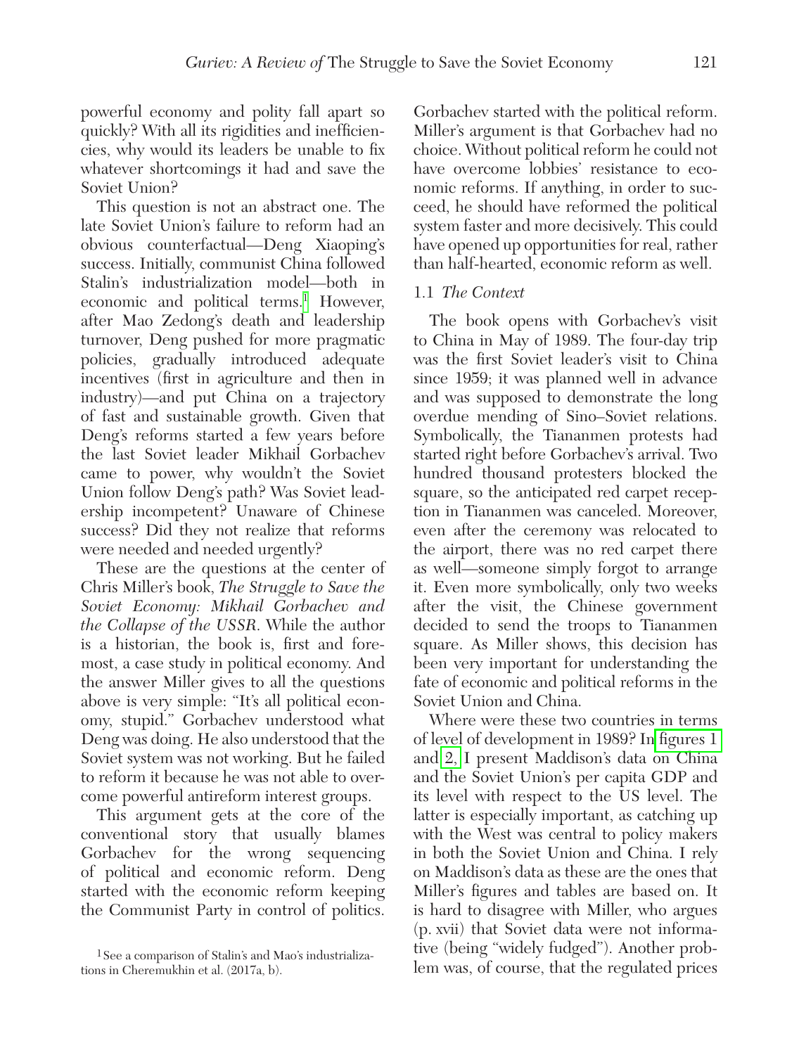powerful economy and polity fall apart so quickly? With all its rigidities and inefficiencies, why would its leaders be unable to fix whatever shortcomings it had and save the Soviet Union?

This question is not an abstract one. The late Soviet Union's failure to reform had an obvious counterfactual—Deng Xiaoping's success. Initially, communist China followed Stalin's industrialization model—both in economic and political terms.[1] However, after Mao Zedong's death and leadership turnover, Deng pushed for more pragmatic policies, gradually introduced adequate incentives (first in agriculture and then in industry)—and put China on a trajectory of fast and sustainable growth. Given that Deng's reforms started a few years before the last Soviet leader Mikhail Gorbachev came to power, why wouldn't the Soviet Union follow Deng's path? Was Soviet leadership incompetent? Unaware of Chinese success? Did they not realize that reforms were needed and needed urgently?

These are the questions at the center of Chris Miller's book, *The Struggle to Save the Soviet Economy: Mikhail Gorbachev and the Collapse of the USSR*. While the author is a historian, the book is, first and foremost, a case study in political economy. And the answer Miller gives to all the questions above is very simple: "It's all political economy, stupid." Gorbachev understood what Deng was doing. He also understood that the Soviet system was not working. But he failed to reform it because he was not able to overcome powerful antireform interest groups.

This argument gets at the core of the conventional story that usually blames Gorbachev for the wrong sequencing of political and economic reform. Deng started with the economic reform keeping the Communist Party in control of politics. Gorbachev started with the political reform. Miller's argument is that Gorbachev had no choice. Without political reform he could not have overcome lobbies' resistance to economic reforms. If anything, in order to succeed, he should have reformed the political system faster and more decisively. This could have opened up opportunities for real, rather than half-hearted, economic reform as well.

### 1.1 *The Context*

The book opens with Gorbachev's visit to China in May of 1989. The four-day trip was the first Soviet leader's visit to China since 1959; it was planned well in advance and was supposed to demonstrate the long overdue mending of Sino–Soviet relations. Symbolically, the Tiananmen protests had started right before Gorbachev's arrival. Two hundred thousand protesters blocked the square, so the anticipated red carpet reception in Tiananmen was canceled. Moreover, even after the ceremony was relocated to the airport, there was no red carpet there as well—someone simply forgot to arrange it. Even more symbolically, only two weeks after the visit, the Chinese government decided to send the troops to Tiananmen square. As Miller shows, this decision has been very important for understanding the fate of economic and political reforms in the Soviet Union and China.

Where were these two countries in terms of level of development in 1989? In figures 1 and 2, I present Maddison's data on China and the Soviet Union's per capita GDP and its level with respect to the US level. The latter is especially important, as catching up with the West was central to policy makers in both the Soviet Union and China. I rely on Maddison's data as these are the ones that Miller's figures and tables are based on. It is hard to disagree with Miller, who argues (p. xvii) that Soviet data were not informative (being "widely fudged"). Another problem was, of course, that the regulated prices

[1] See a comparison of Stalin's and Mao's industrializations in Cheremukhin et al. (2017a, b).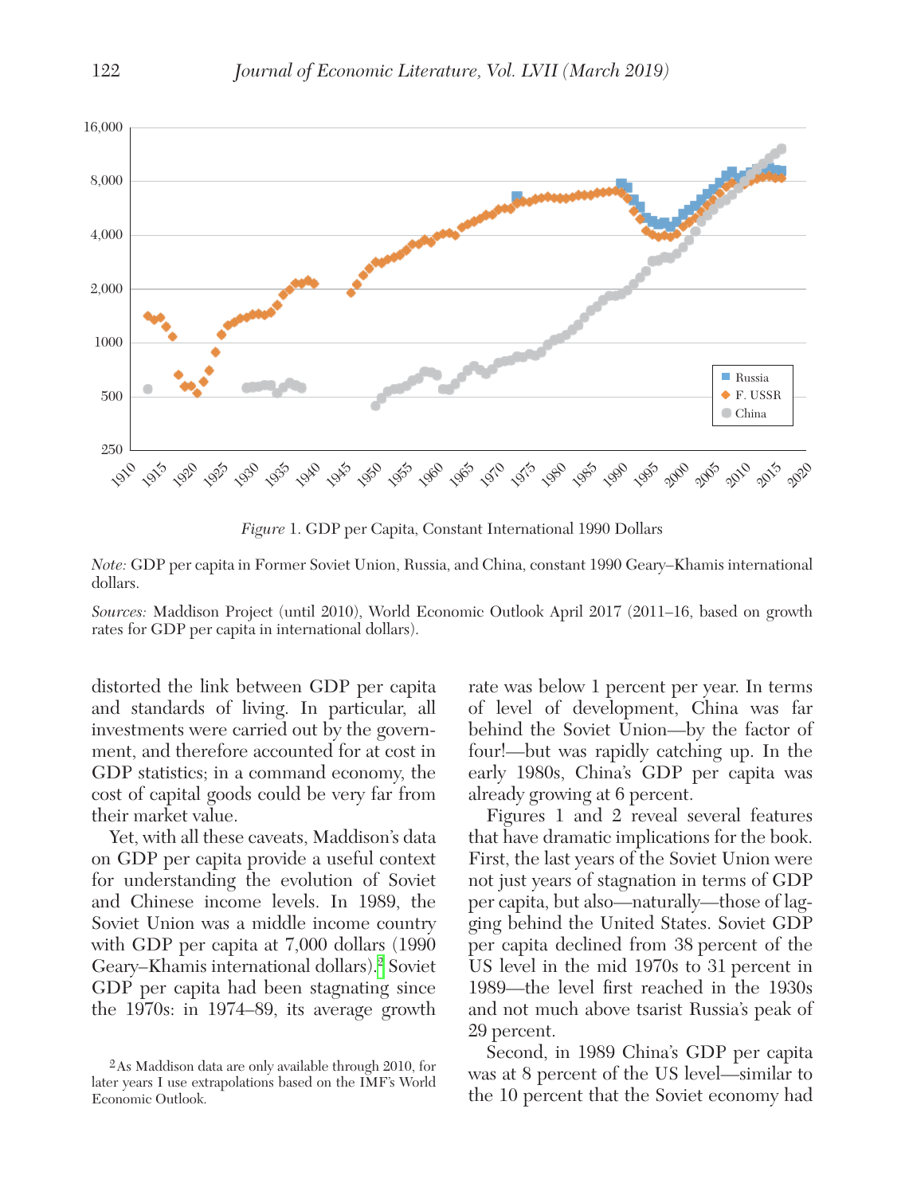*Figure* 1. GDP per Capita, Constant International 1990 Dollars

*Note:* GDP per capita in Former Soviet Union, Russia, and China, constant 1990 Geary–Khamis international dollars.

*Sources:* Maddison Project (until 2010), World Economic Outlook April 2017 (2011–16, based on growth rates for GDP per capita in international dollars).

distorted the link between GDP per capita and standards of living. In particular, all investments were carried out by the government, and therefore accounted for at cost in GDP statistics; in a command economy, the cost of capital goods could be very far from their market value.

Yet, with all these caveats, Maddison's data on GDP per capita provide a useful context for understanding the evolution of Soviet and Chinese income levels. In 1989, the Soviet Union was a middle income country with GDP per capita at 7,000 dollars (1990 Geary–Khamis international dollars).[2] Soviet GDP per capita had been stagnating since the 1970s: in 1974–89, its average growth rate was below 1 percent per year. In terms of level of development, China was far behind the Soviet Union—by the factor of four!—but was rapidly catching up. In the early 1980s, China's GDP per capita was already growing at 6 percent.

Figures 1 and 2 reveal several features that have dramatic implications for the book. First, the last years of the Soviet Union were not just years of stagnation in terms of GDP per capita, but also—naturally—those of lagging behind the United States. Soviet GDP per capita declined from 38 percent of the US level in the mid 1970s to 31 percent in 1989—the level first reached in the 1930s and not much above tsarist Russia's peak of 29 percent.

Second, in 1989 China's GDP per capita was at 8 percent of the US level—similar to the 10 percent that the Soviet economy had

[2] As Maddison data are only available through 2010, for later years I use extrapolations based on the IMF's World Economic Outlook.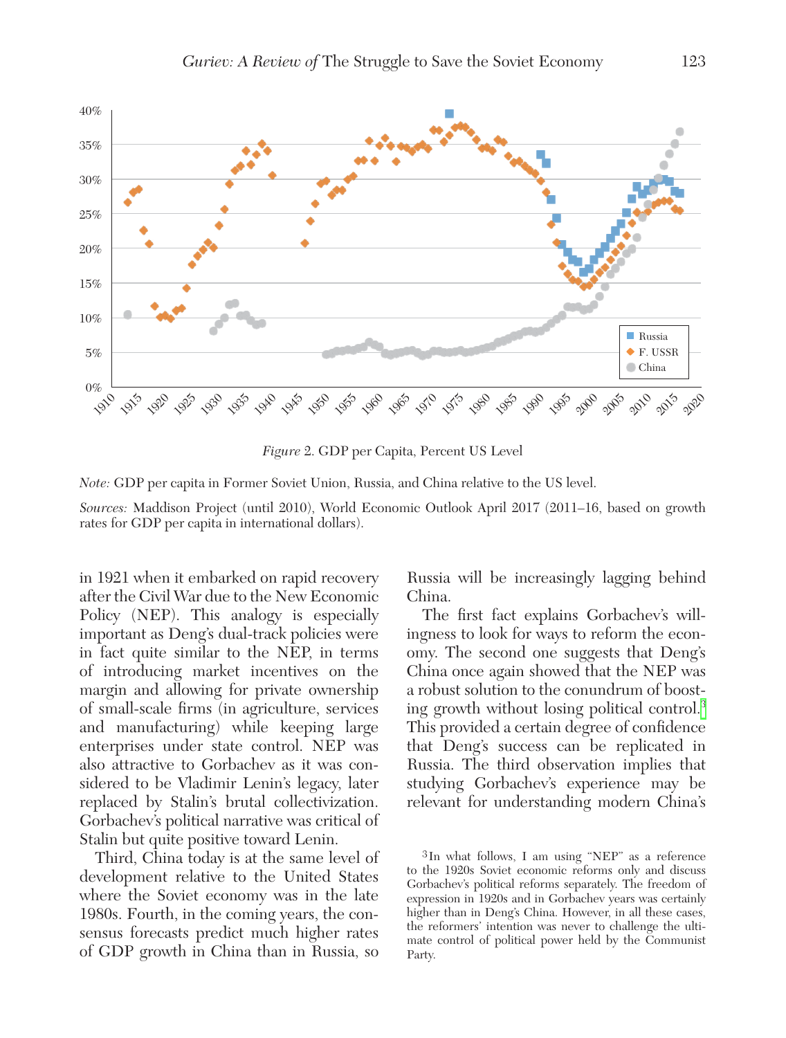*Figure* 2. GDP per Capita, Percent US Level

*Note:* GDP per capita in Former Soviet Union, Russia, and China relative to the US level.

*Sources:* Maddison Project (until 2010), World Economic Outlook April 2017 (2011–16, based on growth rates for GDP per capita in international dollars).

in 1921 when it embarked on rapid recovery after the Civil War due to the New Economic Policy (NEP). This analogy is especially important as Deng's dual-track policies were in fact quite similar to the NEP, in terms of introducing market incentives on the margin and allowing for private ownership of small-scale firms (in agriculture, services and manufacturing) while keeping large enterprises under state control. NEP was also attractive to Gorbachev as it was considered to be Vladimir Lenin's legacy, later replaced by Stalin's brutal collectivization. Gorbachev's political narrative was critical of Stalin but quite positive toward Lenin.

Third, China today is at the same level of development relative to the United States where the Soviet economy was in the late 1980s. Fourth, in the coming years, the consensus forecasts predict much higher rates of GDP growth in China than in Russia, so Russia will be increasingly lagging behind China.

The first fact explains Gorbachev's willingness to look for ways to reform the economy. The second one suggests that Deng's China once again showed that the NEP was a robust solution to the conundrum of boosting growth without losing political control.[3] This provided a certain degree of confidence that Deng's success can be replicated in Russia. The third observation implies that studying Gorbachev's experience may be relevant for understanding modern China's

[3] In what follows, I am using "NEP" as a reference to the 1920s Soviet economic reforms only and discuss Gorbachev's political reforms separately. The freedom of expression in 1920s and in Gorbachev years was certainly higher than in Deng's China. However, in all these cases, the reformers' intention was never to challenge the ultimate control of political power held by the Communist Party.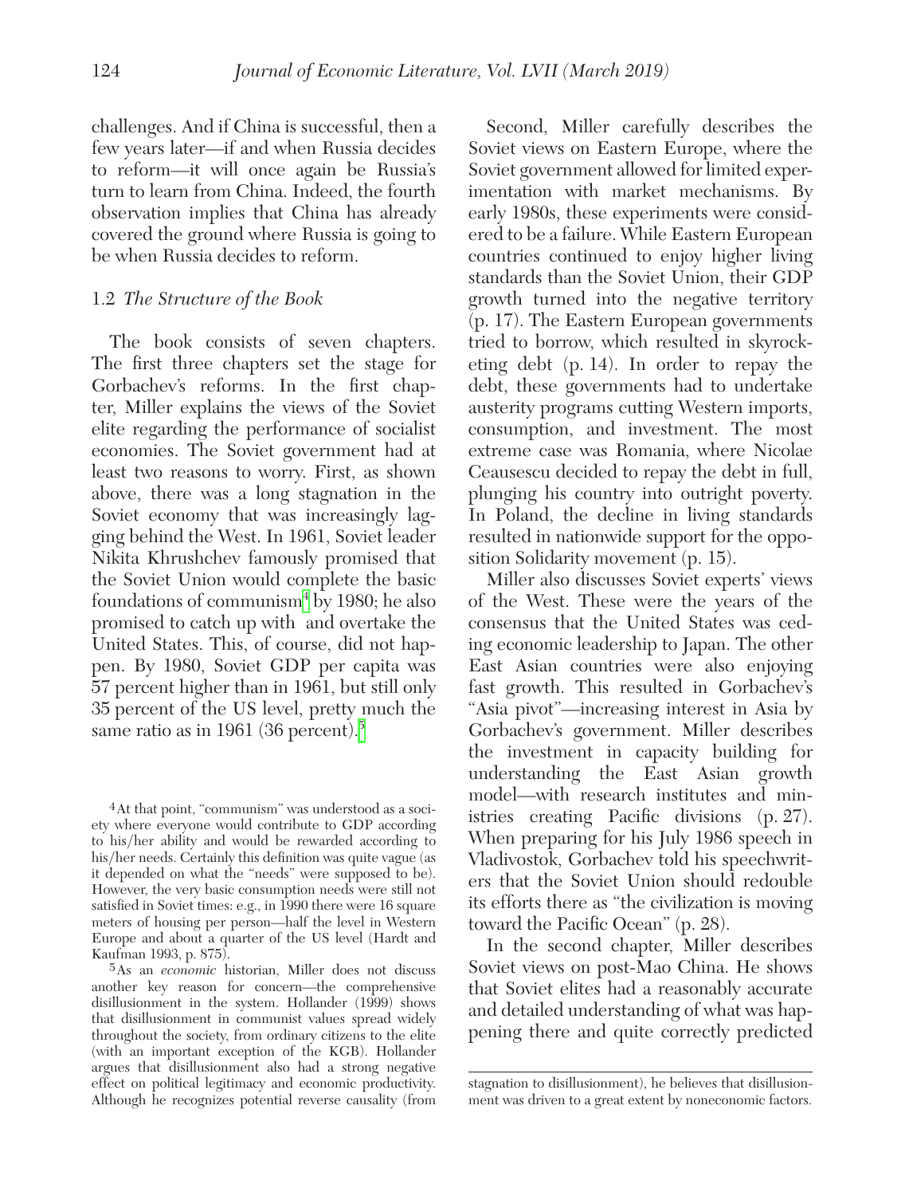challenges. And if China is successful, then a few years later—if and when Russia decides to reform—it will once again be Russia's turn to learn from China. Indeed, the fourth observation implies that China has already covered the ground where Russia is going to be when Russia decides to reform.

### 1.2 *The Structure of the Book*

The book consists of seven chapters. The first three chapters set the stage for Gorbachev's reforms. In the first chapter, Miller explains the views of the Soviet elite regarding the performance of socialist economies. The Soviet government had at least two reasons to worry. First, as shown above, there was a long stagnation in the Soviet economy that was increasingly lagging behind the West. In 1961, Soviet leader Nikita Khrushchev famously promised that the Soviet Union would complete the basic foundations of communism[4] by 1980; he also promised to catch up with and overtake the United States. This, of course, did not happen. By 1980, Soviet GDP per capita was 57 percent higher than in 1961, but still only 35 percent of the US level, pretty much the same ratio as in 1961 (36 percent).[5]

Second, Miller carefully describes the Soviet views on Eastern Europe, where the Soviet government allowed for limited experimentation with market mechanisms. By early 1980s, these experiments were considered to be a failure. While Eastern European countries continued to enjoy higher living standards than the Soviet Union, their GDP growth turned into the negative territory (p. 17). The Eastern European governments tried to borrow, which resulted in skyrocketing debt (p. 14). In order to repay the debt, these governments had to undertake austerity programs cutting Western imports, consumption, and investment. The most extreme case was Romania, where Nicolae Ceausescu decided to repay the debt in full, plunging his country into outright poverty. In Poland, the decline in living standards resulted in nationwide support for the opposition Solidarity movement (p. 15).

Miller also discusses Soviet experts' views of the West. These were the years of the consensus that the United States was ceding economic leadership to Japan. The other East Asian countries were also enjoying fast growth. This resulted in Gorbachev's "Asia pivot"—increasing interest in Asia by Gorbachev's government. Miller describes the investment in capacity building for understanding the East Asian growth model—with research institutes and ministries creating Pacific divisions (p. 27). When preparing for his July 1986 speech in Vladivostok, Gorbachev told his speechwriters that the Soviet Union should redouble its efforts there as "the civilization is moving toward the Pacific Ocean" (p. 28).

In the second chapter, Miller describes Soviet views on post-Mao China. He shows that Soviet elites had a reasonably accurate and detailed understanding of what was happening there and quite correctly predicted

[4] At that point, "communism" was understood as a society where everyone would contribute to GDP according to his/her ability and would be rewarded according to his/her needs. Certainly this definition was quite vague (as it depended on what the "needs" were supposed to be). However, the very basic consumption needs were still not satisfied in Soviet times: e.g., in 1990 there were 16 square meters of housing per person—half the level in Western Europe and about a quarter of the US level (Hardt and Kaufman 1993, p. 875).

[5] As an *economic* historian, Miller does not discuss another key reason for concern—the comprehensive disillusionment in the system. Hollander (1999) shows that disillusionment in communist values spread widely throughout the society, from ordinary citizens to the elite (with an important exception of the KGB). Hollander argues that disillusionment also had a strong negative effect on political legitimacy and economic productivity. Although he recognizes potential reverse causality (from stagnation to disillusionment), he believes that disillusionment was driven to a great extent by noneconomic factors.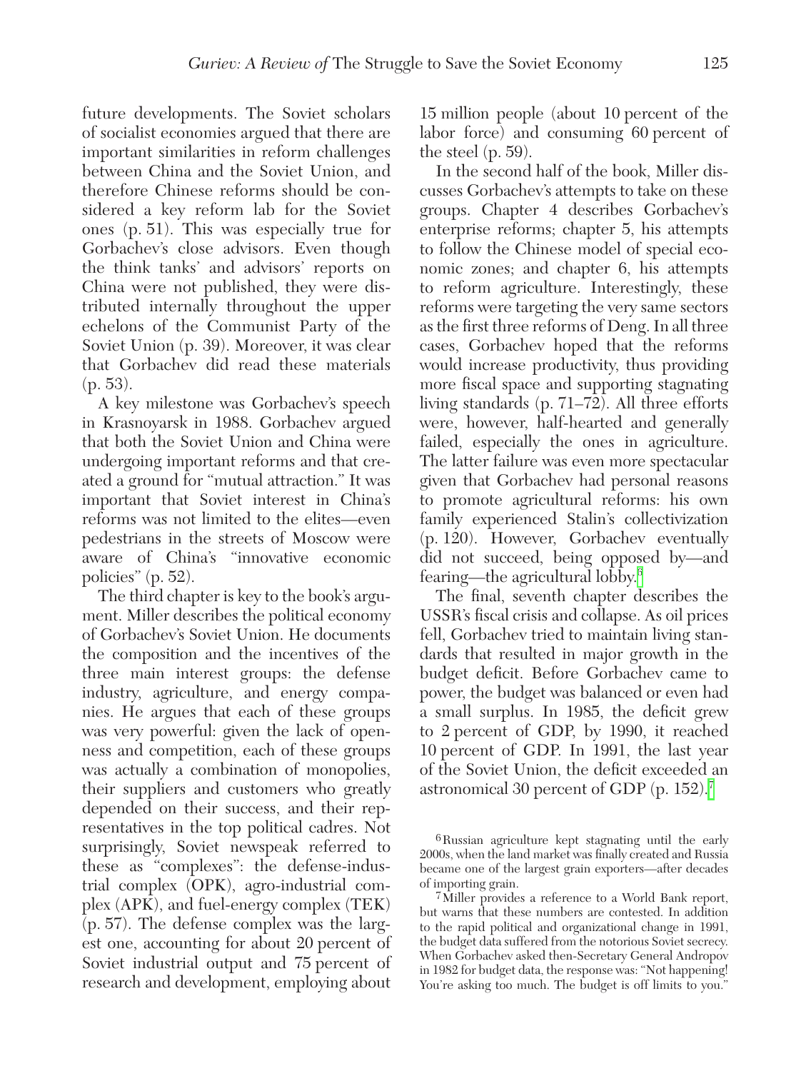future developments. The Soviet scholars of socialist economies argued that there are important similarities in reform challenges between China and the Soviet Union, and therefore Chinese reforms should be considered a key reform lab for the Soviet ones (p. 51). This was especially true for Gorbachev's close advisors. Even though the think tanks' and advisors' reports on China were not published, they were distributed internally throughout the upper echelons of the Communist Party of the Soviet Union (p. 39). Moreover, it was clear that Gorbachev did read these materials (p. 53).

A key milestone was Gorbachev's speech in Krasnoyarsk in 1988. Gorbachev argued that both the Soviet Union and China were undergoing important reforms and that created a ground for "mutual attraction." It was important that Soviet interest in China's reforms was not limited to the elites—even pedestrians in the streets of Moscow were aware of China's "innovative economic policies" (p. 52).

The third chapter is key to the book's argument. Miller describes the political economy of Gorbachev's Soviet Union. He documents the composition and the incentives of the three main interest groups: the defense industry, agriculture, and energy companies. He argues that each of these groups was very powerful: given the lack of openness and competition, each of these groups was actually a combination of monopolies, their suppliers and customers who greatly depended on their success, and their representatives in the top political cadres. Not surprisingly, Soviet newspeak referred to these as "complexes": the defense-industrial complex (OPK), agro-industrial complex (APK), and fuel-energy complex (TEK) (p. 57). The defense complex was the largest one, accounting for about 20 percent of Soviet industrial output and 75 percent of research and development, employing about 15 million people (about 10 percent of the labor force) and consuming 60 percent of the steel (p. 59).

In the second half of the book, Miller discusses Gorbachev's attempts to take on these groups. Chapter 4 describes Gorbachev's enterprise reforms; chapter 5, his attempts to follow the Chinese model of special economic zones; and chapter 6, his attempts to reform agriculture. Interestingly, these reforms were targeting the very same sectors as the first three reforms of Deng. In all three cases, Gorbachev hoped that the reforms would increase productivity, thus providing more fiscal space and supporting stagnating living standards (p. 71–72). All three efforts were, however, half-hearted and generally failed, especially the ones in agriculture. The latter failure was even more spectacular given that Gorbachev had personal reasons to promote agricultural reforms: his own family experienced Stalin's collectivization (p. 120). However, Gorbachev eventually did not succeed, being opposed by—and fearing—the agricultural lobby.[6]

The final, seventh chapter describes the USSR's fiscal crisis and collapse. As oil prices fell, Gorbachev tried to maintain living standards that resulted in major growth in the budget deficit. Before Gorbachev came to power, the budget was balanced or even had a small surplus. In 1985, the deficit grew to 2 percent of GDP, by 1990, it reached 10 percent of GDP. In 1991, the last year of the Soviet Union, the deficit exceeded an astronomical 30 percent of GDP (p. 152).[7]

[6] Russian agriculture kept stagnating until the early 2000s, when the land market was finally created and Russia became one of the largest grain exporters—after decades of importing grain.

[7] Miller provides a reference to a World Bank report, but warns that these numbers are contested. In addition to the rapid political and organizational change in 1991, the budget data suffered from the notorious Soviet secrecy. When Gorbachev asked then-Secretary General Andropov in 1982 for budget data, the response was: "Not happening! You're asking too much. The budget is off limits to you."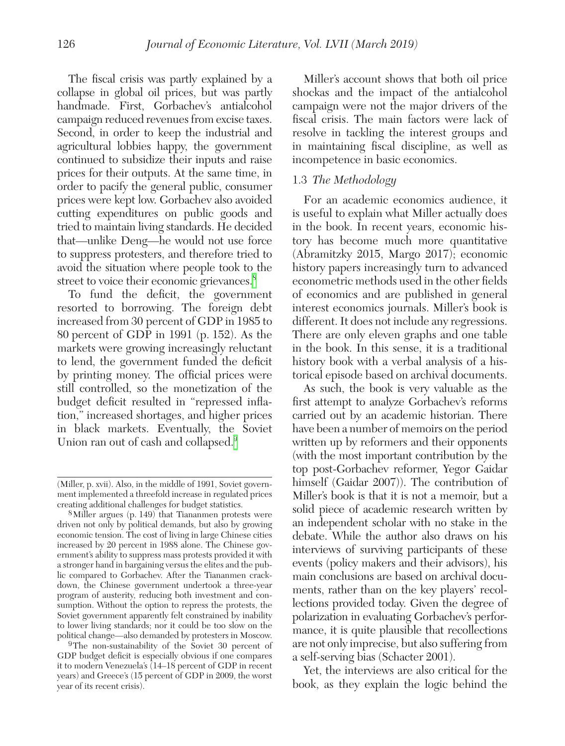The fiscal crisis was partly explained by a collapse in global oil prices, but was partly handmade. First, Gorbachev's antialcohol campaign reduced revenues from excise taxes. Second, in order to keep the industrial and agricultural lobbies happy, the government continued to subsidize their inputs and raise prices for their outputs. At the same time, in order to pacify the general public, consumer prices were kept low. Gorbachev also avoided cutting expenditures on public goods and tried to maintain living standards. He decided that—unlike Deng—he would not use force to suppress protesters, and therefore tried to avoid the situation where people took to the street to voice their economic grievances.[8]

To fund the deficit, the government resorted to borrowing. The foreign debt increased from 30 percent of GDP in 1985 to 80 percent of GDP in 1991 (p. 152). As the markets were growing increasingly reluctant to lend, the government funded the deficit by printing money. The official prices were still controlled, so the monetization of the budget deficit resulted in "repressed inflation," increased shortages, and higher prices in black markets. Eventually, the Soviet Union ran out of cash and collapsed.[9]

Miller's account shows that both oil price shockas and the impact of the antialcohol campaign were not the major drivers of the fiscal crisis. The main factors were lack of resolve in tackling the interest groups and in maintaining fiscal discipline, as well as incompetence in basic economics.

### 1.3 *The Methodology*

For an academic economics audience, it is useful to explain what Miller actually does in the book. In recent years, economic history has become much more quantitative (Abramitzky 2015, Margo 2017); economic history papers increasingly turn to advanced econometric methods used in the other fields of economics and are published in general interest economics journals. Miller's book is different. It does not include any regressions. There are only eleven graphs and one table in the book. In this sense, it is a traditional history book with a verbal analysis of a historical episode based on archival documents.

As such, the book is very valuable as the first attempt to analyze Gorbachev's reforms carried out by an academic historian. There have been a number of memoirs on the period written up by reformers and their opponents (with the most important contribution by the top post-Gorbachev reformer, Yegor Gaidar himself (Gaidar 2007)). The contribution of Miller's book is that it is not a memoir, but a solid piece of academic research written by an independent scholar with no stake in the debate. While the author also draws on his interviews of surviving participants of these events (policy makers and their advisors), his main conclusions are based on archival documents, rather than on the key players' recollections provided today. Given the degree of polarization in evaluating Gorbachev's performance, it is quite plausible that recollections are not only imprecise, but also suffering from a self-serving bias (Schacter 2001).

Yet, the interviews are also critical for the book, as they explain the logic behind the

---

(Miller, p. xvii). Also, in the middle of 1991, Soviet government implemented a threefold increase in regulated prices creating additional challenges for budget statistics.

[8] Miller argues (p. 149) that Tiananmen protests were driven not only by political demands, but also by growing economic tension. The cost of living in large Chinese cities increased by 20 percent in 1988 alone. The Chinese government's ability to suppress mass protests provided it with a stronger hand in bargaining versus the elites and the public compared to Gorbachev. After the Tiananmen crackdown, the Chinese government undertook a three-year program of austerity, reducing both investment and consumption. Without the option to repress the protests, the Soviet government apparently felt constrained by inability to lower living standards; nor it could be too slow on the political change—also demanded by protesters in Moscow.

[9] The non-sustainability of the Soviet 30 percent of GDP budget deficit is especially obvious if one compares it to modern Venezuela's (14–18 percent of GDP in recent years) and Greece's (15 percent of GDP in 2009, the worst year of its recent crisis).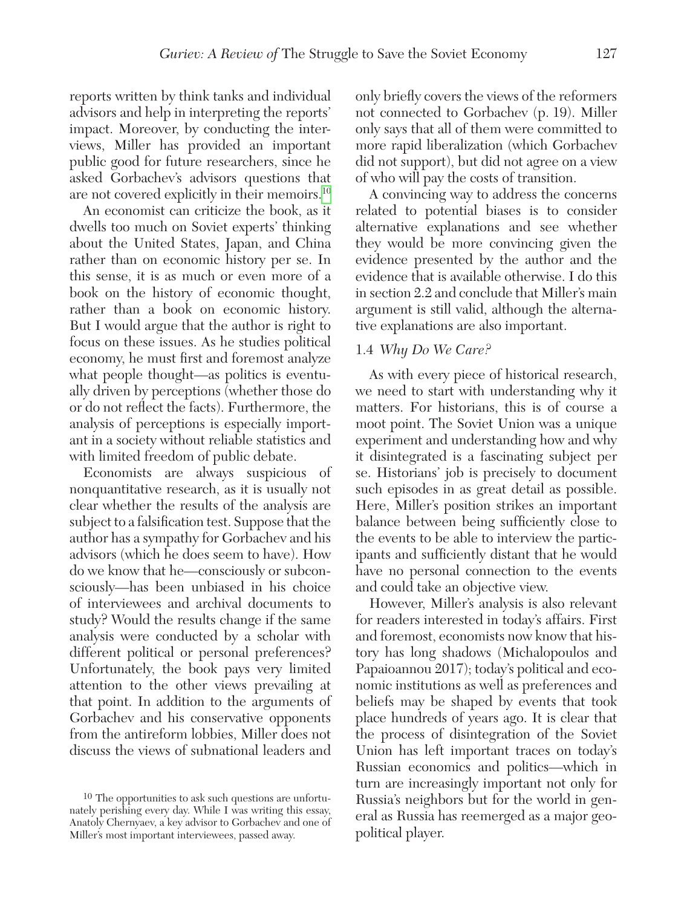reports written by think tanks and individual advisors and help in interpreting the reports' impact. Moreover, by conducting the interviews, Miller has provided an important public good for future researchers, since he asked Gorbachev's advisors questions that are not covered explicitly in their memoirs.[10]

An economist can criticize the book, as it dwells too much on Soviet experts' thinking about the United States, Japan, and China rather than on economic history per se. In this sense, it is as much or even more of a book on the history of economic thought, rather than a book on economic history. But I would argue that the author is right to focus on these issues. As he studies political economy, he must first and foremost analyze what people thought—as politics is eventually driven by perceptions (whether those do or do not reflect the facts). Furthermore, the analysis of perceptions is especially important in a society without reliable statistics and with limited freedom of public debate.

Economists are always suspicious of nonquantitative research, as it is usually not clear whether the results of the analysis are subject to a falsification test. Suppose that the author has a sympathy for Gorbachev and his advisors (which he does seem to have). How do we know that he—consciously or subconsciously—has been unbiased in his choice of interviewees and archival documents to study? Would the results change if the same analysis were conducted by a scholar with different political or personal preferences? Unfortunately, the book pays very limited attention to the other views prevailing at that point. In addition to the arguments of Gorbachev and his conservative opponents from the antireform lobbies, Miller does not discuss the views of subnational leaders and only briefly covers the views of the reformers not connected to Gorbachev (p. 19). Miller only says that all of them were committed to more rapid liberalization (which Gorbachev did not support), but did not agree on a view of who will pay the costs of transition.

A convincing way to address the concerns related to potential biases is to consider alternative explanations and see whether they would be more convincing given the evidence presented by the author and the evidence that is available otherwise. I do this in section 2.2 and conclude that Miller's main argument is still valid, although the alternative explanations are also important.

### 1.4 *Why Do We Care?*

As with every piece of historical research, we need to start with understanding why it matters. For historians, this is of course a moot point. The Soviet Union was a unique experiment and understanding how and why it disintegrated is a fascinating subject per se. Historians' job is precisely to document such episodes in as great detail as possible. Here, Miller's position strikes an important balance between being sufficiently close to the events to be able to interview the participants and sufficiently distant that he would have no personal connection to the events and could take an objective view.

However, Miller's analysis is also relevant for readers interested in today's affairs. First and foremost, economists now know that history has long shadows (Michalopoulos and Papaioannou 2017); today's political and economic institutions as well as preferences and beliefs may be shaped by events that took place hundreds of years ago. It is clear that the process of disintegration of the Soviet Union has left important traces on today's Russian economics and politics—which in turn are increasingly important not only for Russia's neighbors but for the world in general as Russia has reemerged as a major geopolitical player.

[10] The opportunities to ask such questions are unfortunately perishing every day. While I was writing this essay, Anatoly Chernyaev, a key advisor to Gorbachev and one of Miller's most important interviewees, passed away.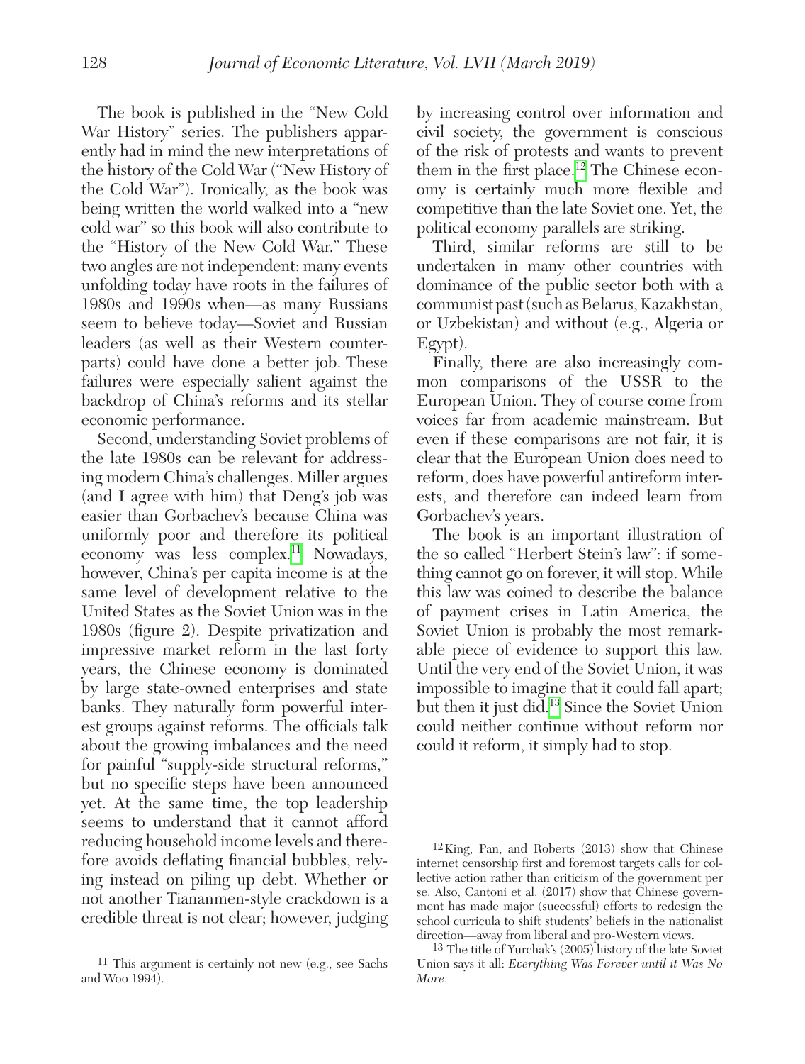The book is published in the "New Cold War History" series. The publishers apparently had in mind the new interpretations of the history of the Cold War ("New History of the Cold War"). Ironically, as the book was being written the world walked into a "new cold war" so this book will also contribute to the "History of the New Cold War." These two angles are not independent: many events unfolding today have roots in the failures of 1980s and 1990s when—as many Russians seem to believe today—Soviet and Russian leaders (as well as their Western counterparts) could have done a better job. These failures were especially salient against the backdrop of China's reforms and its stellar economic performance.

Second, understanding Soviet problems of the late 1980s can be relevant for addressing modern China's challenges. Miller argues (and I agree with him) that Deng's job was easier than Gorbachev's because China was uniformly poor and therefore its political economy was less complex.[11] Nowadays, however, China's per capita income is at the same level of development relative to the United States as the Soviet Union was in the 1980s (figure 2). Despite privatization and impressive market reform in the last forty years, the Chinese economy is dominated by large state-owned enterprises and state banks. They naturally form powerful interest groups against reforms. The officials talk about the growing imbalances and the need for painful "supply-side structural reforms," but no specific steps have been announced yet. At the same time, the top leadership seems to understand that it cannot afford reducing household income levels and therefore avoids deflating financial bubbles, relying instead on piling up debt. Whether or not another Tiananmen-style crackdown is a credible threat is not clear; however, judging by increasing control over information and civil society, the government is conscious of the risk of protests and wants to prevent them in the first place.[12] The Chinese economy is certainly much more flexible and competitive than the late Soviet one. Yet, the political economy parallels are striking.

Third, similar reforms are still to be undertaken in many other countries with dominance of the public sector both with a communist past (such as Belarus, Kazakhstan, or Uzbekistan) and without (e.g., Algeria or Egypt).

Finally, there are also increasingly common comparisons of the USSR to the European Union. They of course come from voices far from academic mainstream. But even if these comparisons are not fair, it is clear that the European Union does need to reform, does have powerful antireform interests, and therefore can indeed learn from Gorbachev's years.

The book is an important illustration of the so called "Herbert Stein's law": if something cannot go on forever, it will stop. While this law was coined to describe the balance of payment crises in Latin America, the Soviet Union is probably the most remarkable piece of evidence to support this law. Until the very end of the Soviet Union, it was impossible to imagine that it could fall apart; but then it just did.[13] Since the Soviet Union could neither continue without reform nor could it reform, it simply had to stop.

[11] This argument is certainly not new (e.g., see Sachs and Woo 1994).

[12] King, Pan, and Roberts (2013) show that Chinese internet censorship first and foremost targets calls for collective action rather than criticism of the government per se. Also, Cantoni et al. (2017) show that Chinese government has made major (successful) efforts to redesign the school curricula to shift students' beliefs in the nationalist direction—away from liberal and pro-Western views.

[13] The title of Yurchak's (2005) history of the late Soviet Union says it all: *Everything Was Forever until it Was No More*.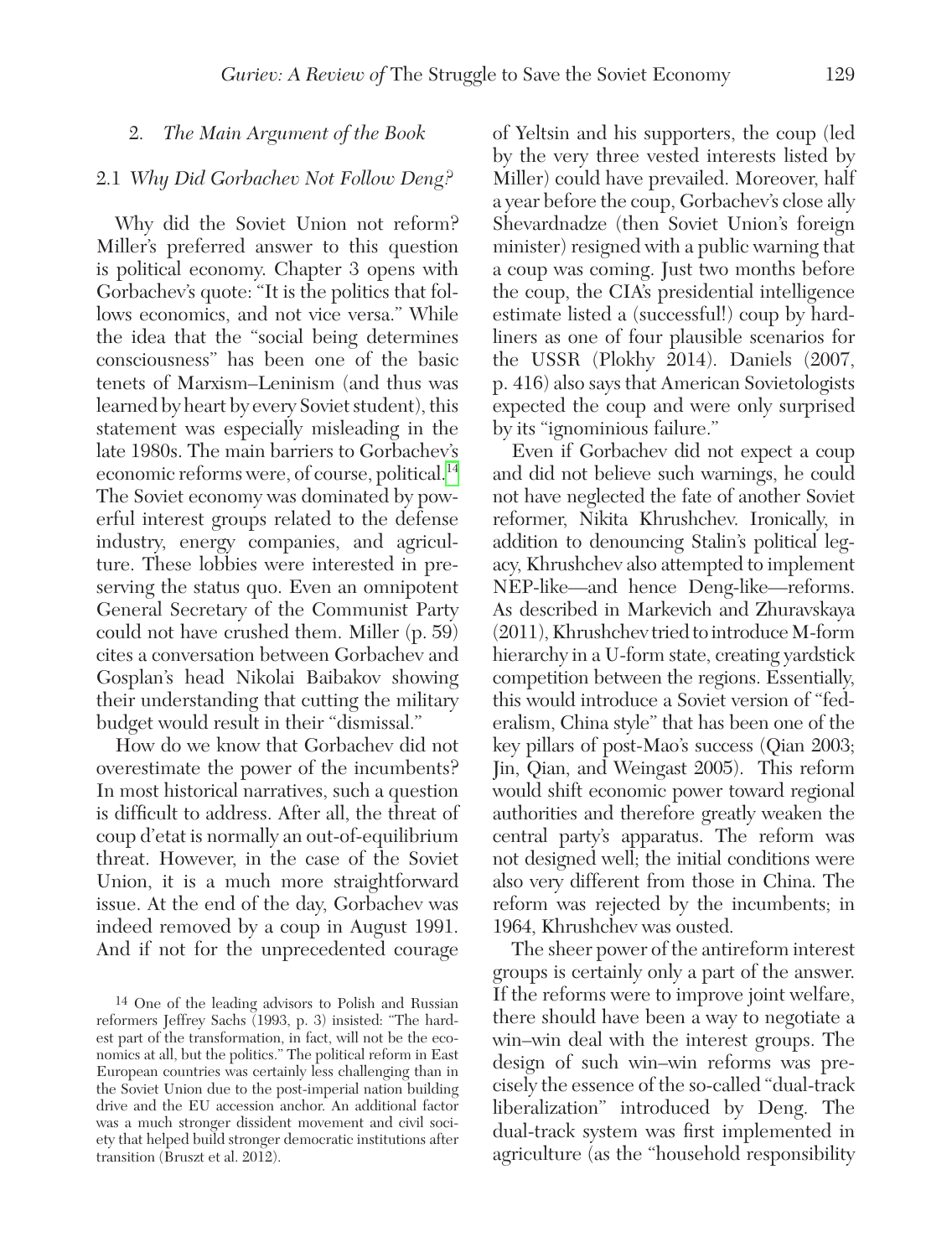## 2. *The Main Argument of the Book*

### 2.1 *Why Did Gorbachev Not Follow Deng?*

Why did the Soviet Union not reform? Miller's preferred answer to this question is political economy. Chapter 3 opens with Gorbachev's quote: "It is the politics that follows economics, and not vice versa." While the idea that the "social being determines consciousness" has been one of the basic tenets of Marxism–Leninism (and thus was learned by heart by every Soviet student), this statement was especially misleading in the late 1980s. The main barriers to Gorbachev's economic reforms were, of course, political.[14] The Soviet economy was dominated by powerful interest groups related to the defense industry, energy companies, and agriculture. These lobbies were interested in preserving the status quo. Even an omnipotent General Secretary of the Communist Party could not have crushed them. Miller (p. 59) cites a conversation between Gorbachev and Gosplan's head Nikolai Baibakov showing their understanding that cutting the military budget would result in their "dismissal."

How do we know that Gorbachev did not overestimate the power of the incumbents? In most historical narratives, such a question is difficult to address. After all, the threat of coup d'etat is normally an out-of-equilibrium threat. However, in the case of the Soviet Union, it is a much more straightforward issue. At the end of the day, Gorbachev was indeed removed by a coup in August 1991. And if not for the unprecedented courage of Yeltsin and his supporters, the coup (led by the very three vested interests listed by Miller) could have prevailed. Moreover, half a year before the coup, Gorbachev's close ally Shevardnadze (then Soviet Union's foreign minister) resigned with a public warning that a coup was coming. Just two months before the coup, the CIA's presidential intelligence estimate listed a (successful!) coup by hardliners as one of four plausible scenarios for the USSR (Plokhy 2014). Daniels (2007, p. 416) also says that American Sovietologists expected the coup and were only surprised by its "ignominious failure."

Even if Gorbachev did not expect a coup and did not believe such warnings, he could not have neglected the fate of another Soviet reformer, Nikita Khrushchev. Ironically, in addition to denouncing Stalin's political legacy, Khrushchev also attempted to implement NEP-like—and hence Deng-like—reforms. As described in Markevich and Zhuravskaya (2011), Khrushchev tried to introduce M-form hierarchy in a U-form state, creating yardstick competition between the regions. Essentially, this would introduce a Soviet version of "federalism, China style" that has been one of the key pillars of post-Mao's success (Qian 2003; Jin, Qian, and Weingast 2005). This reform would shift economic power toward regional authorities and therefore greatly weaken the central party's apparatus. The reform was not designed well; the initial conditions were also very different from those in China. The reform was rejected by the incumbents; in 1964, Khrushchev was ousted.

The sheer power of the antireform interest groups is certainly only a part of the answer. If the reforms were to improve joint welfare, there should have been a way to negotiate a win–win deal with the interest groups. The design of such win–win reforms was precisely the essence of the so-called "dual-track liberalization" introduced by Deng. The dual-track system was first implemented in agriculture (as the "household responsibility

---

[14] One of the leading advisors to Polish and Russian reformers Jeffrey Sachs (1993, p. 3) insisted: "The hardest part of the transformation, in fact, will not be the economics at all, but the politics." The political reform in East European countries was certainly less challenging than in the Soviet Union due to the post-imperial nation building drive and the EU accession anchor. An additional factor was a much stronger dissident movement and civil society that helped build stronger democratic institutions after transition (Bruszt et al. 2012).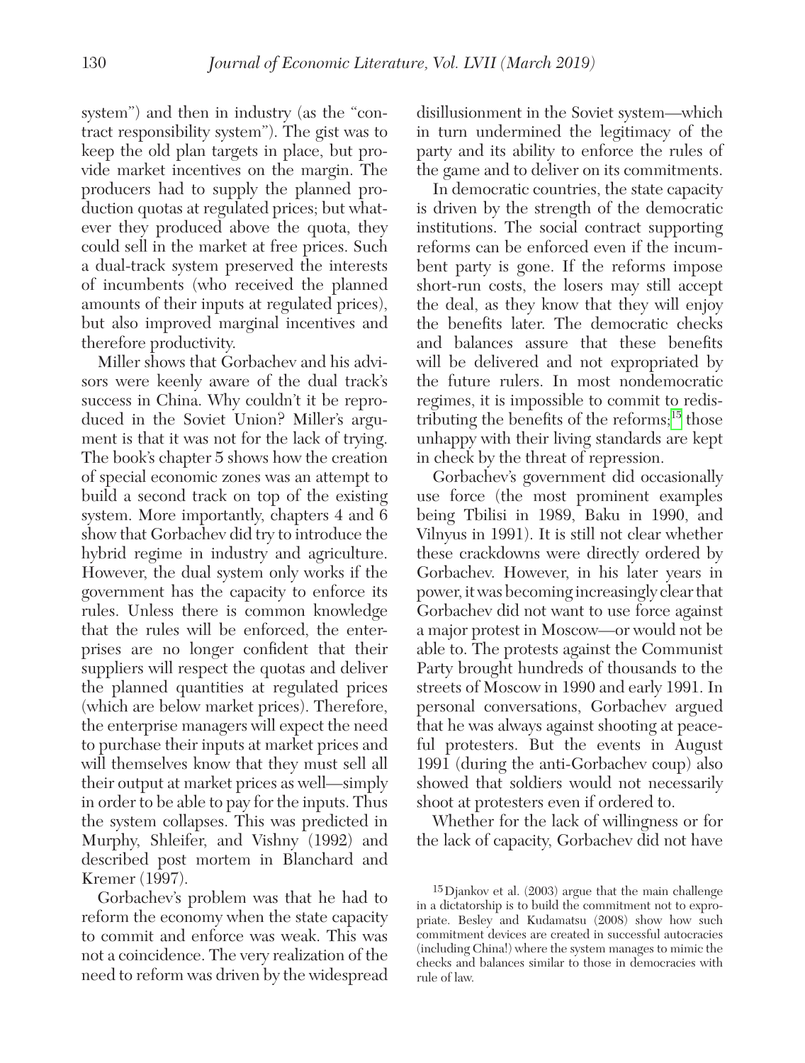system") and then in industry (as the "contract responsibility system"). The gist was to keep the old plan targets in place, but provide market incentives on the margin. The producers had to supply the planned production quotas at regulated prices; but whatever they produced above the quota, they could sell in the market at free prices. Such a dual-track system preserved the interests of incumbents (who received the planned amounts of their inputs at regulated prices), but also improved marginal incentives and therefore productivity.

Miller shows that Gorbachev and his advisors were keenly aware of the dual track's success in China. Why couldn't it be reproduced in the Soviet Union? Miller's argument is that it was not for the lack of trying. The book's chapter 5 shows how the creation of special economic zones was an attempt to build a second track on top of the existing system. More importantly, chapters 4 and 6 show that Gorbachev did try to introduce the hybrid regime in industry and agriculture. However, the dual system only works if the government has the capacity to enforce its rules. Unless there is common knowledge that the rules will be enforced, the enterprises are no longer confident that their suppliers will respect the quotas and deliver the planned quantities at regulated prices (which are below market prices). Therefore, the enterprise managers will expect the need to purchase their inputs at market prices and will themselves know that they must sell all their output at market prices as well—simply in order to be able to pay for the inputs. Thus the system collapses. This was predicted in Murphy, Shleifer, and Vishny (1992) and described post mortem in Blanchard and Kremer (1997).

Gorbachev's problem was that he had to reform the economy when the state capacity to commit and enforce was weak. This was not a coincidence. The very realization of the need to reform was driven by the widespread disillusionment in the Soviet system—which in turn undermined the legitimacy of the party and its ability to enforce the rules of the game and to deliver on its commitments.

In democratic countries, the state capacity is driven by the strength of the democratic institutions. The social contract supporting reforms can be enforced even if the incumbent party is gone. If the reforms impose short-run costs, the losers may still accept the deal, as they know that they will enjoy the benefits later. The democratic checks and balances assure that these benefits will be delivered and not expropriated by the future rulers. In most nondemocratic regimes, it is impossible to commit to redistributing the benefits of the reforms;[15] those unhappy with their living standards are kept in check by the threat of repression.

Gorbachev's government did occasionally use force (the most prominent examples being Tbilisi in 1989, Baku in 1990, and Vilnyus in 1991). It is still not clear whether these crackdowns were directly ordered by Gorbachev. However, in his later years in power, it was becoming increasingly clear that Gorbachev did not want to use force against a major protest in Moscow—or would not be able to. The protests against the Communist Party brought hundreds of thousands to the streets of Moscow in 1990 and early 1991. In personal conversations, Gorbachev argued that he was always against shooting at peaceful protesters. But the events in August 1991 (during the anti-Gorbachev coup) also showed that soldiers would not necessarily shoot at protesters even if ordered to.

Whether for the lack of willingness or for the lack of capacity, Gorbachev did not have

[15] Djankov et al. (2003) argue that the main challenge in a dictatorship is to build the commitment not to expropriate. Besley and Kudamatsu (2008) show how such commitment devices are created in successful autocracies (including China!) where the system manages to mimic the checks and balances similar to those in democracies with rule of law.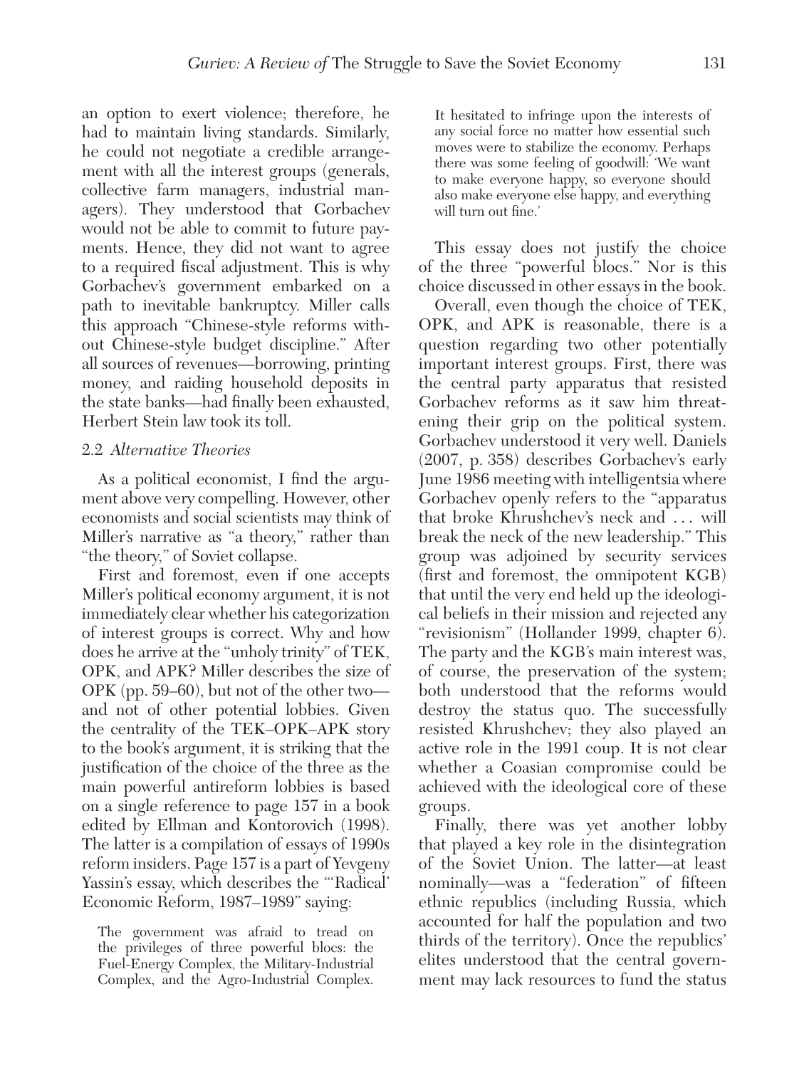an option to exert violence; therefore, he had to maintain living standards. Similarly, he could not negotiate a credible arrangement with all the interest groups (generals, collective farm managers, industrial managers). They understood that Gorbachev would not be able to commit to future payments. Hence, they did not want to agree to a required fiscal adjustment. This is why Gorbachev's government embarked on a path to inevitable bankruptcy. Miller calls this approach "Chinese-style reforms without Chinese-style budget discipline." After all sources of revenues—borrowing, printing money, and raiding household deposits in the state banks—had finally been exhausted, Herbert Stein law took its toll.

### 2.2 *Alternative Theories*

As a political economist, I find the argument above very compelling. However, other economists and social scientists may think of Miller's narrative as "a theory," rather than "the theory," of Soviet collapse.

First and foremost, even if one accepts Miller's political economy argument, it is not immediately clear whether his categorization of interest groups is correct. Why and how does he arrive at the "unholy trinity" of TEK, OPK, and APK? Miller describes the size of OPK (pp. 59–60), but not of the other two—and not of other potential lobbies. Given the centrality of the TEK–OPK–APK story to the book's argument, it is striking that the justification of the choice of the three as the main powerful antireform lobbies is based on a single reference to page 157 in a book edited by Ellman and Kontorovich (1998). The latter is a compilation of essays of 1990s reform insiders. Page 157 is a part of Yevgeny Yassin's essay, which describes the "'Radical' Economic Reform, 1987–1989" saying:

> The government was afraid to tread on the privileges of three powerful blocs: the Fuel-Energy Complex, the Military-Industrial Complex, and the Agro-Industrial Complex. It hesitated to infringe upon the interests of any social force no matter how essential such moves were to stabilize the economy. Perhaps there was some feeling of goodwill: 'We want to make everyone happy, so everyone should also make everyone else happy, and everything will turn out fine.'

This essay does not justify the choice of the three "powerful blocs." Nor is this choice discussed in other essays in the book.

Overall, even though the choice of TEK, OPK, and APK is reasonable, there is a question regarding two other potentially important interest groups. First, there was the central party apparatus that resisted Gorbachev reforms as it saw him threatening their grip on the political system. Gorbachev understood it very well. Daniels (2007, p. 358) describes Gorbachev's early June 1986 meeting with intelligentsia where Gorbachev openly refers to the "apparatus that broke Khrushchev's neck and . . . will break the neck of the new leadership." This group was adjoined by security services (first and foremost, the omnipotent KGB) that until the very end held up the ideological beliefs in their mission and rejected any "revisionism" (Hollander 1999, chapter 6). The party and the KGB's main interest was, of course, the preservation of the system; both understood that the reforms would destroy the status quo. The successfully resisted Khrushchev; they also played an active role in the 1991 coup. It is not clear whether a Coasian compromise could be achieved with the ideological core of these groups.

Finally, there was yet another lobby that played a key role in the disintegration of the Soviet Union. The latter—at least nominally—was a "federation" of fifteen ethnic republics (including Russia, which accounted for half the population and two thirds of the territory). Once the republics' elites understood that the central government may lack resources to fund the status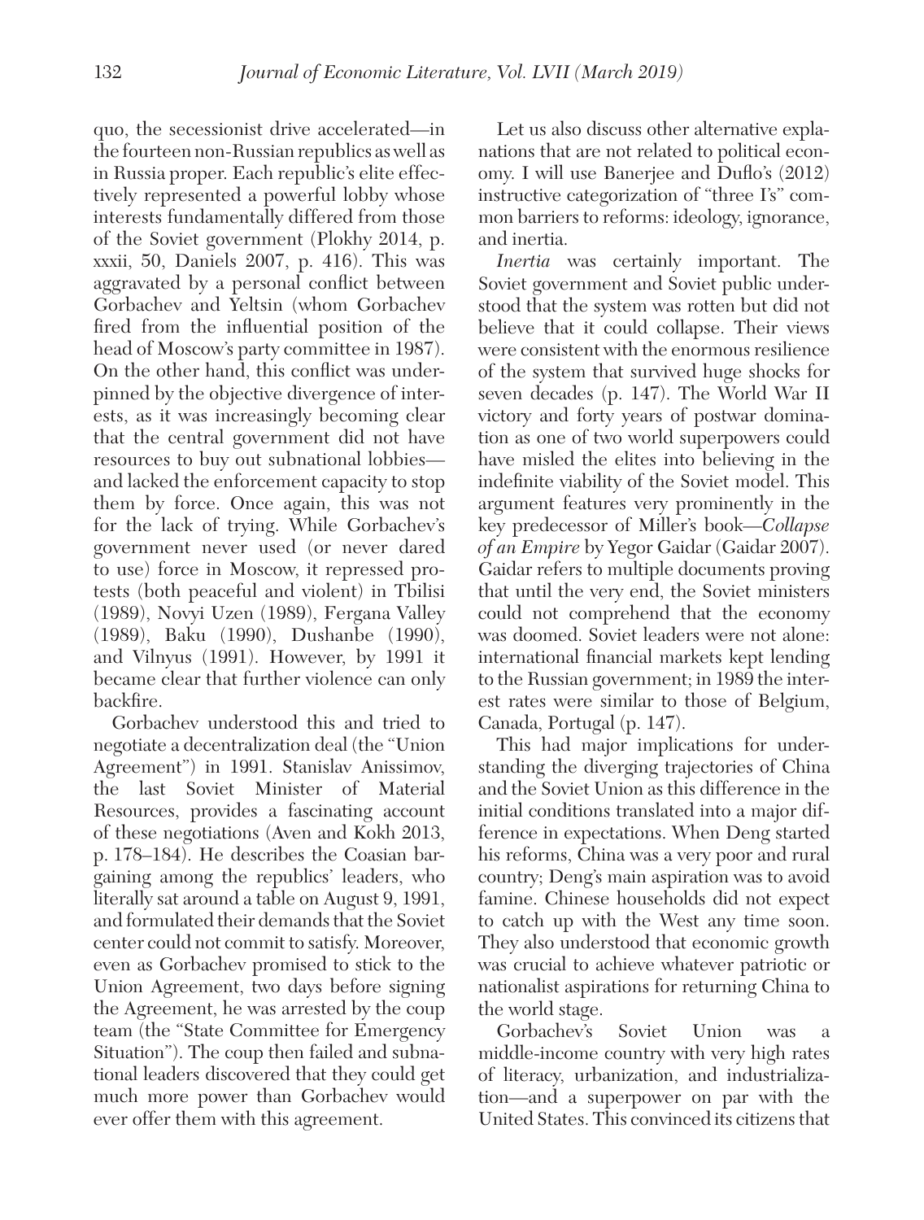quo, the secessionist drive accelerated—in the fourteen non-Russian republics as well as in Russia proper. Each republic's elite effectively represented a powerful lobby whose interests fundamentally differed from those of the Soviet government (Plokhy 2014, p. xxxii, 50, Daniels 2007, p. 416). This was aggravated by a personal conflict between Gorbachev and Yeltsin (whom Gorbachev fired from the influential position of the head of Moscow's party committee in 1987). On the other hand, this conflict was underpinned by the objective divergence of interests, as it was increasingly becoming clear that the central government did not have resources to buy out subnational lobbies—and lacked the enforcement capacity to stop them by force. Once again, this was not for the lack of trying. While Gorbachev's government never used (or never dared to use) force in Moscow, it repressed protests (both peaceful and violent) in Tbilisi (1989), Novyi Uzen (1989), Fergana Valley (1989), Baku (1990), Dushanbe (1990), and Vilnyus (1991). However, by 1991 it became clear that further violence can only backfire.

Gorbachev understood this and tried to negotiate a decentralization deal (the "Union Agreement") in 1991. Stanislav Anissimov, the last Soviet Minister of Material Resources, provides a fascinating account of these negotiations (Aven and Kokh 2013, p. 178–184). He describes the Coasian bargaining among the republics' leaders, who literally sat around a table on August 9, 1991, and formulated their demands that the Soviet center could not commit to satisfy. Moreover, even as Gorbachev promised to stick to the Union Agreement, two days before signing the Agreement, he was arrested by the coup team (the "State Committee for Emergency Situation"). The coup then failed and subnational leaders discovered that they could get much more power than Gorbachev would ever offer them with this agreement.

Let us also discuss other alternative explanations that are not related to political economy. I will use Banerjee and Duflo's (2012) instructive categorization of "three I's" common barriers to reforms: ideology, ignorance, and inertia.

*Inertia* was certainly important. The Soviet government and Soviet public understood that the system was rotten but did not believe that it could collapse. Their views were consistent with the enormous resilience of the system that survived huge shocks for seven decades (p. 147). The World War II victory and forty years of postwar domination as one of two world superpowers could have misled the elites into believing in the indefinite viability of the Soviet model. This argument features very prominently in the key predecessor of Miller's book—*Collapse of an Empire* by Yegor Gaidar (Gaidar 2007). Gaidar refers to multiple documents proving that until the very end, the Soviet ministers could not comprehend that the economy was doomed. Soviet leaders were not alone: international financial markets kept lending to the Russian government; in 1989 the interest rates were similar to those of Belgium, Canada, Portugal (p. 147).

This had major implications for understanding the diverging trajectories of China and the Soviet Union as this difference in the initial conditions translated into a major difference in expectations. When Deng started his reforms, China was a very poor and rural country; Deng's main aspiration was to avoid famine. Chinese households did not expect to catch up with the West any time soon. They also understood that economic growth was crucial to achieve whatever patriotic or nationalist aspirations for returning China to the world stage.

Gorbachev's Soviet Union was a middle-income country with very high rates of literacy, urbanization, and industrialization—and a superpower on par with the United States. This convinced its citizens that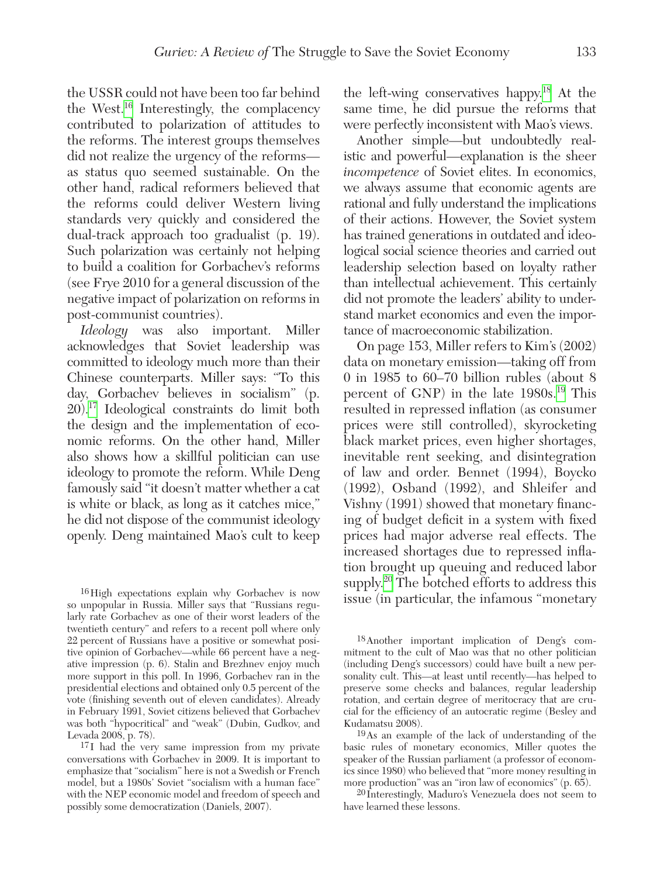the USSR could not have been too far behind the West.[16] Interestingly, the complacency contributed to polarization of attitudes to the reforms. The interest groups themselves did not realize the urgency of the reforms—as status quo seemed sustainable. On the other hand, radical reformers believed that the reforms could deliver Western living standards very quickly and considered the dual-track approach too gradualist (p. 19). Such polarization was certainly not helping to build a coalition for Gorbachev's reforms (see Frye 2010 for a general discussion of the negative impact of polarization on reforms in post-communist countries).

*Ideology* was also important. Miller acknowledges that Soviet leadership was committed to ideology much more than their Chinese counterparts. Miller says: "To this day, Gorbachev believes in socialism" (p. 20).[17] Ideological constraints do limit both the design and the implementation of economic reforms. On the other hand, Miller also shows how a skillful politician can use ideology to promote the reform. While Deng famously said "it doesn't matter whether a cat is white or black, as long as it catches mice," he did not dispose of the communist ideology openly. Deng maintained Mao's cult to keep the left-wing conservatives happy.[18] At the same time, he did pursue the reforms that were perfectly inconsistent with Mao's views.

Another simple—but undoubtedly realistic and powerful—explanation is the sheer *incompetence* of Soviet elites. In economics, we always assume that economic agents are rational and fully understand the implications of their actions. However, the Soviet system has trained generations in outdated and ideological social science theories and carried out leadership selection based on loyalty rather than intellectual achievement. This certainly did not promote the leaders' ability to understand market economics and even the importance of macroeconomic stabilization.

On page 153, Miller refers to Kim's (2002) data on monetary emission—taking off from 0 in 1985 to 60–70 billion rubles (about 8 percent of GNP) in the late 1980s.[19] This resulted in repressed inflation (as consumer prices were still controlled), skyrocketing black market prices, even higher shortages, inevitable rent seeking, and disintegration of law and order. Bennet (1994), Boycko (1992), Osband (1992), and Shleifer and Vishny (1991) showed that monetary financing of budget deficit in a system with fixed prices had major adverse real effects. The increased shortages due to repressed inflation brought up queuing and reduced labor supply.[20] The botched efforts to address this issue (in particular, the infamous "monetary

[16] High expectations explain why Gorbachev is now so unpopular in Russia. Miller says that "Russians regularly rate Gorbachev as one of their worst leaders of the twentieth century" and refers to a recent poll where only 22 percent of Russians have a positive or somewhat positive opinion of Gorbachev—while 66 percent have a negative impression (p. 6). Stalin and Brezhnev enjoy much more support in this poll. In 1996, Gorbachev ran in the presidential elections and obtained only 0.5 percent of the vote (finishing seventh out of eleven candidates). Already in February 1991, Soviet citizens believed that Gorbachev was both "hypocritical" and "weak" (Dubin, Gudkov, and Levada 2008, p. 78).

[17] I had the very same impression from my private conversations with Gorbachev in 2009. It is important to emphasize that "socialism" here is not a Swedish or French model, but a 1980s' Soviet "socialism with a human face" with the NEP economic model and freedom of speech and possibly some democratization (Daniels, 2007).

[18] Another important implication of Deng's commitment to the cult of Mao was that no other politician (including Deng's successors) could have built a new personality cult. This—at least until recently—has helped to preserve some checks and balances, regular leadership rotation, and certain degree of meritocracy that are crucial for the efficiency of an autocratic regime (Besley and Kudamatsu 2008).

[19] As an example of the lack of understanding of the basic rules of monetary economics, Miller quotes the speaker of the Russian parliament (a professor of economics since 1980) who believed that "more money resulting in more production" was an "iron law of economics" (p. 65).

[20] Interestingly, Maduro's Venezuela does not seem to have learned these lessons.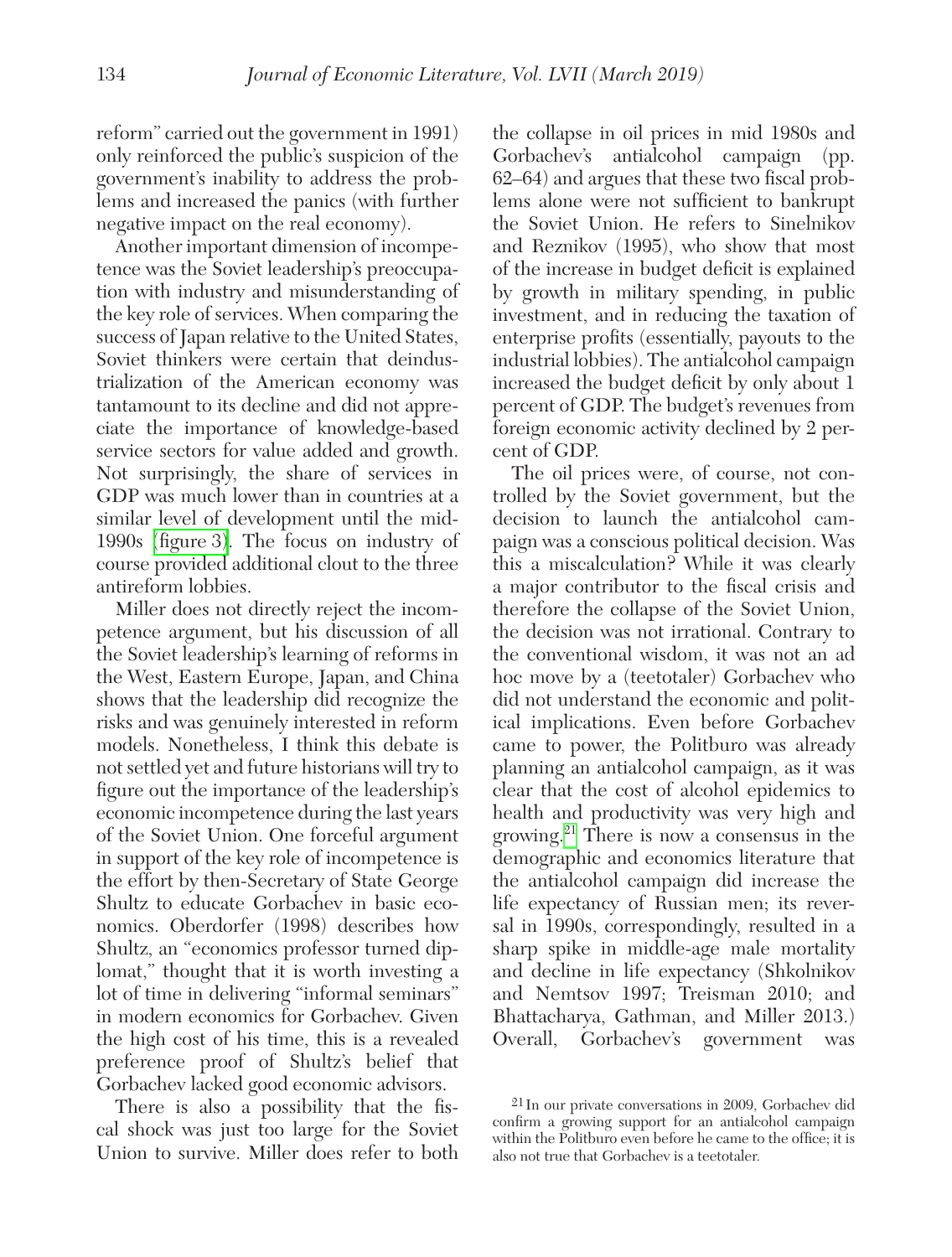reform" carried out the government in 1991) only reinforced the public's suspicion of the government's inability to address the problems and increased the panics (with further negative impact on the real economy).

Another important dimension of incompetence was the Soviet leadership's preoccupation with industry and misunderstanding of the key role of services. When comparing the success of Japan relative to the United States, Soviet thinkers were certain that deindustrialization of the American economy was tantamount to its decline and did not appreciate the importance of knowledge-based service sectors for value added and growth. Not surprisingly, the share of services in GDP was much lower than in countries at a similar level of development until the mid-1990s (figure 3). The focus on industry of course provided additional clout to the three antireform lobbies.

Miller does not directly reject the incompetence argument, but his discussion of all the Soviet leadership's learning of reforms in the West, Eastern Europe, Japan, and China shows that the leadership did recognize the risks and was genuinely interested in reform models. Nonetheless, I think this debate is not settled yet and future historians will try to figure out the importance of the leadership's economic incompetence during the last years of the Soviet Union. One forceful argument in support of the key role of incompetence is the effort by then-Secretary of State George Shultz to educate Gorbachev in basic economics. Oberdorfer (1998) describes how Shultz, an "economics professor turned diplomat," thought that it is worth investing a lot of time in delivering "informal seminars" in modern economics for Gorbachev. Given the high cost of his time, this is a revealed preference proof of Shultz's belief that Gorbachev lacked good economic advisors.

There is also a possibility that the fiscal shock was just too large for the Soviet Union to survive. Miller does refer to both the collapse in oil prices in mid 1980s and Gorbachev's antialcohol campaign (pp. 62–64) and argues that these two fiscal problems alone were not sufficient to bankrupt the Soviet Union. He refers to Sinelnikov and Reznikov (1995), who show that most of the increase in budget deficit is explained by growth in military spending, in public investment, and in reducing the taxation of enterprise profits (essentially, payouts to the industrial lobbies). The antialcohol campaign increased the budget deficit by only about 1 percent of GDP. The budget's revenues from foreign economic activity declined by 2 percent of GDP.

The oil prices were, of course, not controlled by the Soviet government, but the decision to launch the antialcohol campaign was a conscious political decision. Was this a miscalculation? While it was clearly a major contributor to the fiscal crisis and therefore the collapse of the Soviet Union, the decision was not irrational. Contrary to the conventional wisdom, it was not an ad hoc move by a (teetotaler) Gorbachev who did not understand the economic and political implications. Even before Gorbachev came to power, the Politburo was already planning an antialcohol campaign, as it was clear that the cost of alcohol epidemics to health and productivity was very high and growing.[21] There is now a consensus in the demographic and economics literature that the antialcohol campaign did increase the life expectancy of Russian men; its reversal in 1990s, correspondingly, resulted in a sharp spike in middle-age male mortality and decline in life expectancy (Shkolnikov and Nemtsov 1997; Treisman 2010; and Bhattacharya, Gathman, and Miller 2013.) Overall, Gorbachev's government was

[21] In our private conversations in 2009, Gorbachev did confirm a growing support for an antialcohol campaign within the Politburo even before he came to the office; it is also not true that Gorbachev is a teetotaler.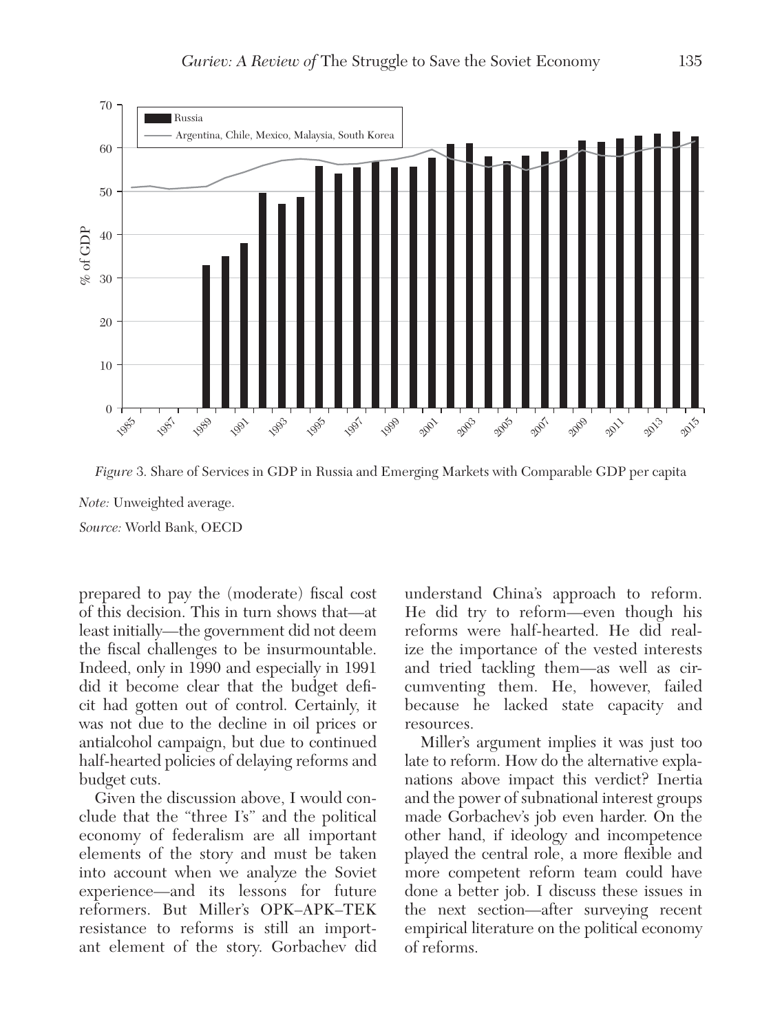*Figure* 3. Share of Services in GDP in Russia and Emerging Markets with Comparable GDP per capita

*Note:* Unweighted average.

*Source:* World Bank, OECD

prepared to pay the (moderate) fiscal cost of this decision. This in turn shows that—at least initially—the government did not deem the fiscal challenges to be insurmountable. Indeed, only in 1990 and especially in 1991 did it become clear that the budget deficit had gotten out of control. Certainly, it was not due to the decline in oil prices or antialcohol campaign, but due to continued half-hearted policies of delaying reforms and budget cuts.

Given the discussion above, I would conclude that the "three I's" and the political economy of federalism are all important elements of the story and must be taken into account when we analyze the Soviet experience—and its lessons for future reformers. But Miller's OPK–APK–TEK resistance to reforms is still an important element of the story. Gorbachev did understand China's approach to reform. He did try to reform—even though his reforms were half-hearted. He did realize the importance of the vested interests and tried tackling them—as well as circumventing them. He, however, failed because he lacked state capacity and resources.

Miller's argument implies it was just too late to reform. How do the alternative explanations above impact this verdict? Inertia and the power of subnational interest groups made Gorbachev's job even harder. On the other hand, if ideology and incompetence played the central role, a more flexible and more competent reform team could have done a better job. I discuss these issues in the next section—after surveying recent empirical literature on the political economy of reforms.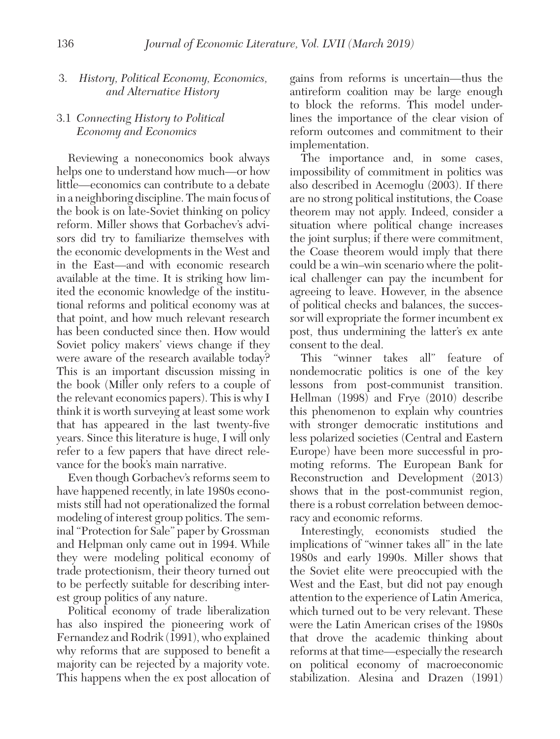## 3. *History, Political Economy, Economics, and Alternative History*

### 3.1 *Connecting History to Political Economy and Economics*

Reviewing a noneconomics book always helps one to understand how much—or how little—economics can contribute to a debate in a neighboring discipline. The main focus of the book is on late-Soviet thinking on policy reform. Miller shows that Gorbachev's advisors did try to familiarize themselves with the economic developments in the West and in the East—and with economic research available at the time. It is striking how limited the economic knowledge of the institutional reforms and political economy was at that point, and how much relevant research has been conducted since then. How would Soviet policy makers' views change if they were aware of the research available today? This is an important discussion missing in the book (Miller only refers to a couple of the relevant economics papers). This is why I think it is worth surveying at least some work that has appeared in the last twenty-five years. Since this literature is huge, I will only refer to a few papers that have direct relevance for the book's main narrative.

Even though Gorbachev's reforms seem to have happened recently, in late 1980s economists still had not operationalized the formal modeling of interest group politics. The seminal "Protection for Sale" paper by Grossman and Helpman only came out in 1994. While they were modeling political economy of trade protectionism, their theory turned out to be perfectly suitable for describing interest group politics of any nature.

Political economy of trade liberalization has also inspired the pioneering work of Fernandez and Rodrik (1991), who explained why reforms that are supposed to benefit a majority can be rejected by a majority vote. This happens when the ex post allocation of gains from reforms is uncertain—thus the antireform coalition may be large enough to block the reforms. This model underlines the importance of the clear vision of reform outcomes and commitment to their implementation.

The importance and, in some cases, impossibility of commitment in politics was also described in Acemoglu (2003). If there are no strong political institutions, the Coase theorem may not apply. Indeed, consider a situation where political change increases the joint surplus; if there were commitment, the Coase theorem would imply that there could be a win–win scenario where the political challenger can pay the incumbent for agreeing to leave. However, in the absence of political checks and balances, the successor will expropriate the former incumbent ex post, thus undermining the latter's ex ante consent to the deal.

This "winner takes all" feature of nondemocratic politics is one of the key lessons from post-communist transition. Hellman (1998) and Frye (2010) describe this phenomenon to explain why countries with stronger democratic institutions and less polarized societies (Central and Eastern Europe) have been more successful in promoting reforms. The European Bank for Reconstruction and Development (2013) shows that in the post-communist region, there is a robust correlation between democracy and economic reforms.

Interestingly, economists studied the implications of "winner takes all" in the late 1980s and early 1990s. Miller shows that the Soviet elite were preoccupied with the West and the East, but did not pay enough attention to the experience of Latin America, which turned out to be very relevant. These were the Latin American crises of the 1980s that drove the academic thinking about reforms at that time—especially the research on political economy of macroeconomic stabilization. Alesina and Drazen (1991)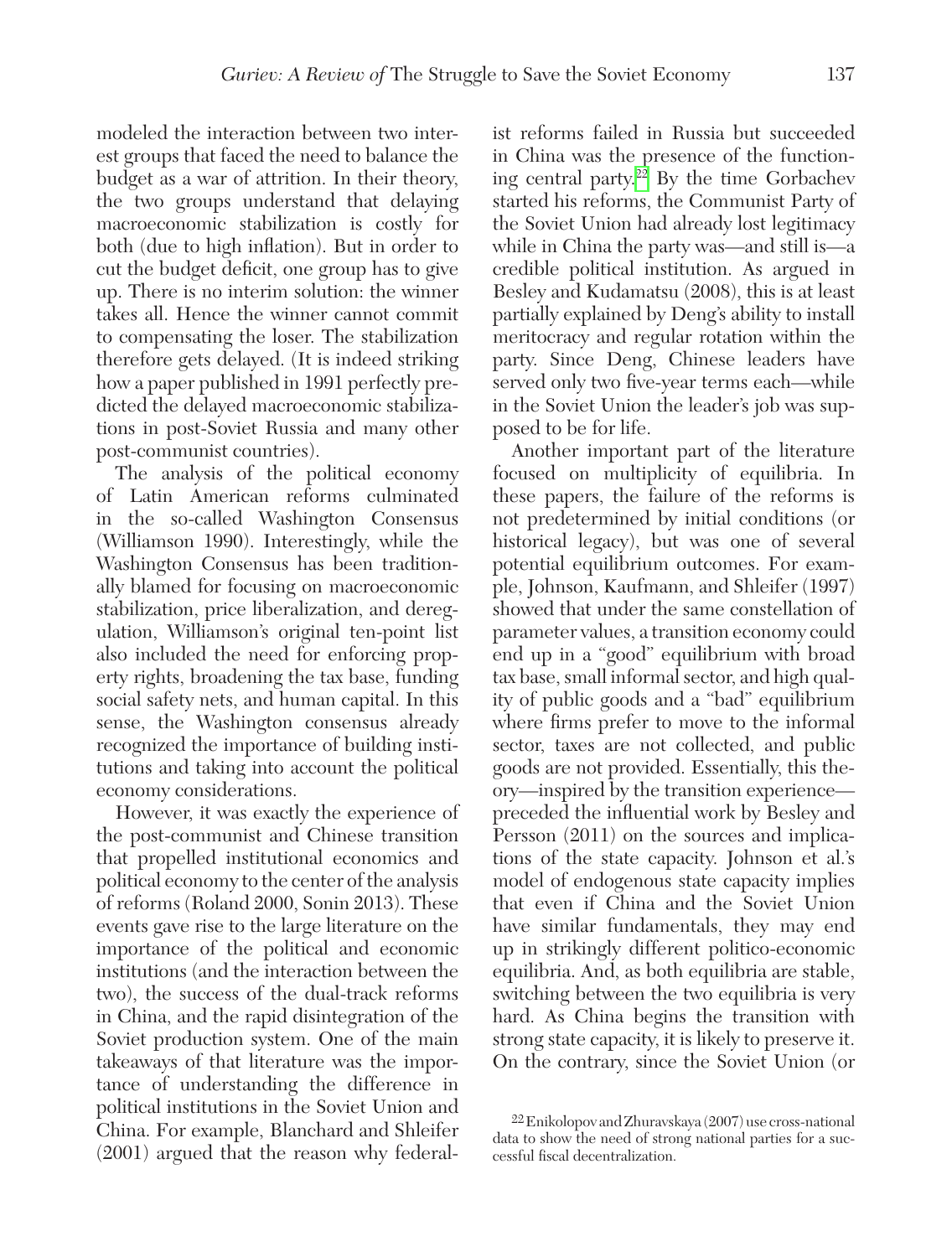modeled the interaction between two interest groups that faced the need to balance the budget as a war of attrition. In their theory, the two groups understand that delaying macroeconomic stabilization is costly for both (due to high inflation). But in order to cut the budget deficit, one group has to give up. There is no interim solution: the winner takes all. Hence the winner cannot commit to compensating the loser. The stabilization therefore gets delayed. (It is indeed striking how a paper published in 1991 perfectly predicted the delayed macroeconomic stabilizations in post-Soviet Russia and many other post-communist countries).

The analysis of the political economy of Latin American reforms culminated in the so-called Washington Consensus (Williamson 1990). Interestingly, while the Washington Consensus has been traditionally blamed for focusing on macroeconomic stabilization, price liberalization, and deregulation, Williamson's original ten-point list also included the need for enforcing property rights, broadening the tax base, funding social safety nets, and human capital. In this sense, the Washington consensus already recognized the importance of building institutions and taking into account the political economy considerations.

However, it was exactly the experience of the post-communist and Chinese transition that propelled institutional economics and political economy to the center of the analysis of reforms (Roland 2000, Sonin 2013). These events gave rise to the large literature on the importance of the political and economic institutions (and the interaction between the two), the success of the dual-track reforms in China, and the rapid disintegration of the Soviet production system. One of the main takeaways of that literature was the importance of understanding the difference in political institutions in the Soviet Union and China. For example, Blanchard and Shleifer (2001) argued that the reason why federalist reforms failed in Russia but succeeded in China was the presence of the functioning central party.[22] By the time Gorbachev started his reforms, the Communist Party of the Soviet Union had already lost legitimacy while in China the party was—and still is—a credible political institution. As argued in Besley and Kudamatsu (2008), this is at least partially explained by Deng's ability to install meritocracy and regular rotation within the party. Since Deng, Chinese leaders have served only two five-year terms each—while in the Soviet Union the leader's job was supposed to be for life.

Another important part of the literature focused on multiplicity of equilibria. In these papers, the failure of the reforms is not predetermined by initial conditions (or historical legacy), but was one of several potential equilibrium outcomes. For example, Johnson, Kaufmann, and Shleifer (1997) showed that under the same constellation of parameter values, a transition economy could end up in a "good" equilibrium with broad tax base, small informal sector, and high quality of public goods and a "bad" equilibrium where firms prefer to move to the informal sector, taxes are not collected, and public goods are not provided. Essentially, this theory—inspired by the transition experience—preceded the influential work by Besley and Persson (2011) on the sources and implications of the state capacity. Johnson et al.'s model of endogenous state capacity implies that even if China and the Soviet Union have similar fundamentals, they may end up in strikingly different politico-economic equilibria. And, as both equilibria are stable, switching between the two equilibria is very hard. As China begins the transition with strong state capacity, it is likely to preserve it. On the contrary, since the Soviet Union (or

[22] Enikolopov and Zhuravskaya (2007) use cross-national data to show the need of strong national parties for a successful fiscal decentralization.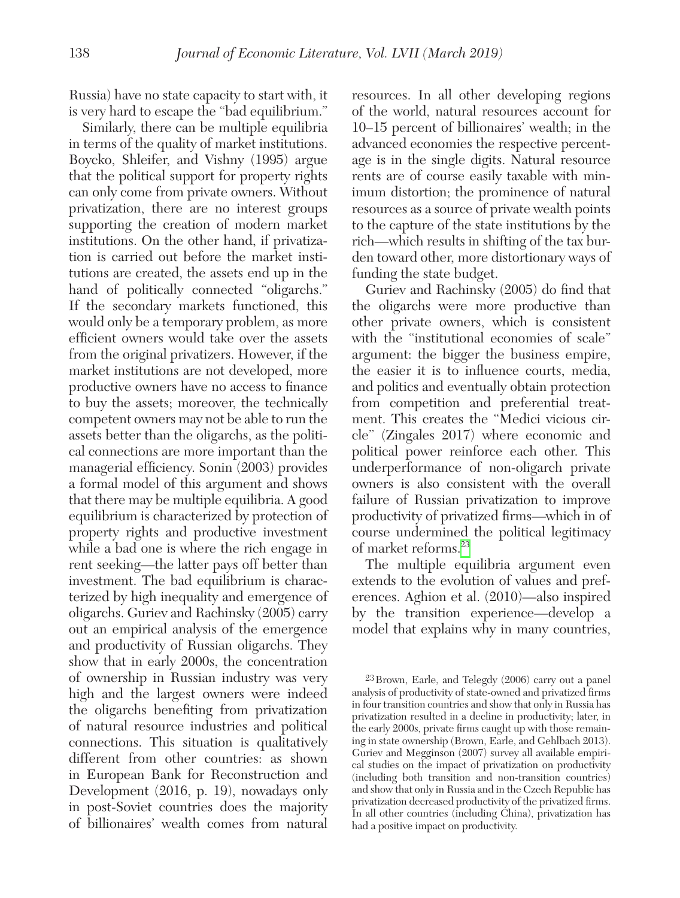Russia) have no state capacity to start with, it is very hard to escape the "bad equilibrium."

Similarly, there can be multiple equilibria in terms of the quality of market institutions. Boycko, Shleifer, and Vishny (1995) argue that the political support for property rights can only come from private owners. Without privatization, there are no interest groups supporting the creation of modern market institutions. On the other hand, if privatization is carried out before the market institutions are created, the assets end up in the hand of politically connected "oligarchs." If the secondary markets functioned, this would only be a temporary problem, as more efficient owners would take over the assets from the original privatizers. However, if the market institutions are not developed, more productive owners have no access to finance to buy the assets; moreover, the technically competent owners may not be able to run the assets better than the oligarchs, as the political connections are more important than the managerial efficiency. Sonin (2003) provides a formal model of this argument and shows that there may be multiple equilibria. A good equilibrium is characterized by protection of property rights and productive investment while a bad one is where the rich engage in rent seeking—the latter pays off better than investment. The bad equilibrium is characterized by high inequality and emergence of oligarchs. Guriev and Rachinsky (2005) carry out an empirical analysis of the emergence and productivity of Russian oligarchs. They show that in early 2000s, the concentration of ownership in Russian industry was very high and the largest owners were indeed the oligarchs benefiting from privatization of natural resource industries and political connections. This situation is qualitatively different from other countries: as shown in European Bank for Reconstruction and Development (2016, p. 19), nowadays only in post-Soviet countries does the majority of billionaires' wealth comes from natural resources. In all other developing regions of the world, natural resources account for 10–15 percent of billionaires' wealth; in the advanced economies the respective percentage is in the single digits. Natural resource rents are of course easily taxable with minimum distortion; the prominence of natural resources as a source of private wealth points to the capture of the state institutions by the rich—which results in shifting of the tax burden toward other, more distortionary ways of funding the state budget.

Guriev and Rachinsky (2005) do find that the oligarchs were more productive than other private owners, which is consistent with the "institutional economies of scale" argument: the bigger the business empire, the easier it is to influence courts, media, and politics and eventually obtain protection from competition and preferential treatment. This creates the "Medici vicious circle" (Zingales 2017) where economic and political power reinforce each other. This underperformance of non-oligarch private owners is also consistent with the overall failure of Russian privatization to improve productivity of privatized firms—which in of course undermined the political legitimacy of market reforms.[23]

The multiple equilibria argument even extends to the evolution of values and preferences. Aghion et al. (2010)—also inspired by the transition experience—develop a model that explains why in many countries,

[23] Brown, Earle, and Telegdy (2006) carry out a panel analysis of productivity of state-owned and privatized firms in four transition countries and show that only in Russia has privatization resulted in a decline in productivity; later, in the early 2000s, private firms caught up with those remaining in state ownership (Brown, Earle, and Gehlbach 2013). Guriev and Megginson (2007) survey all available empirical studies on the impact of privatization on productivity (including both transition and non-transition countries) and show that only in Russia and in the Czech Republic has privatization decreased productivity of the privatized firms. In all other countries (including China), privatization has had a positive impact on productivity.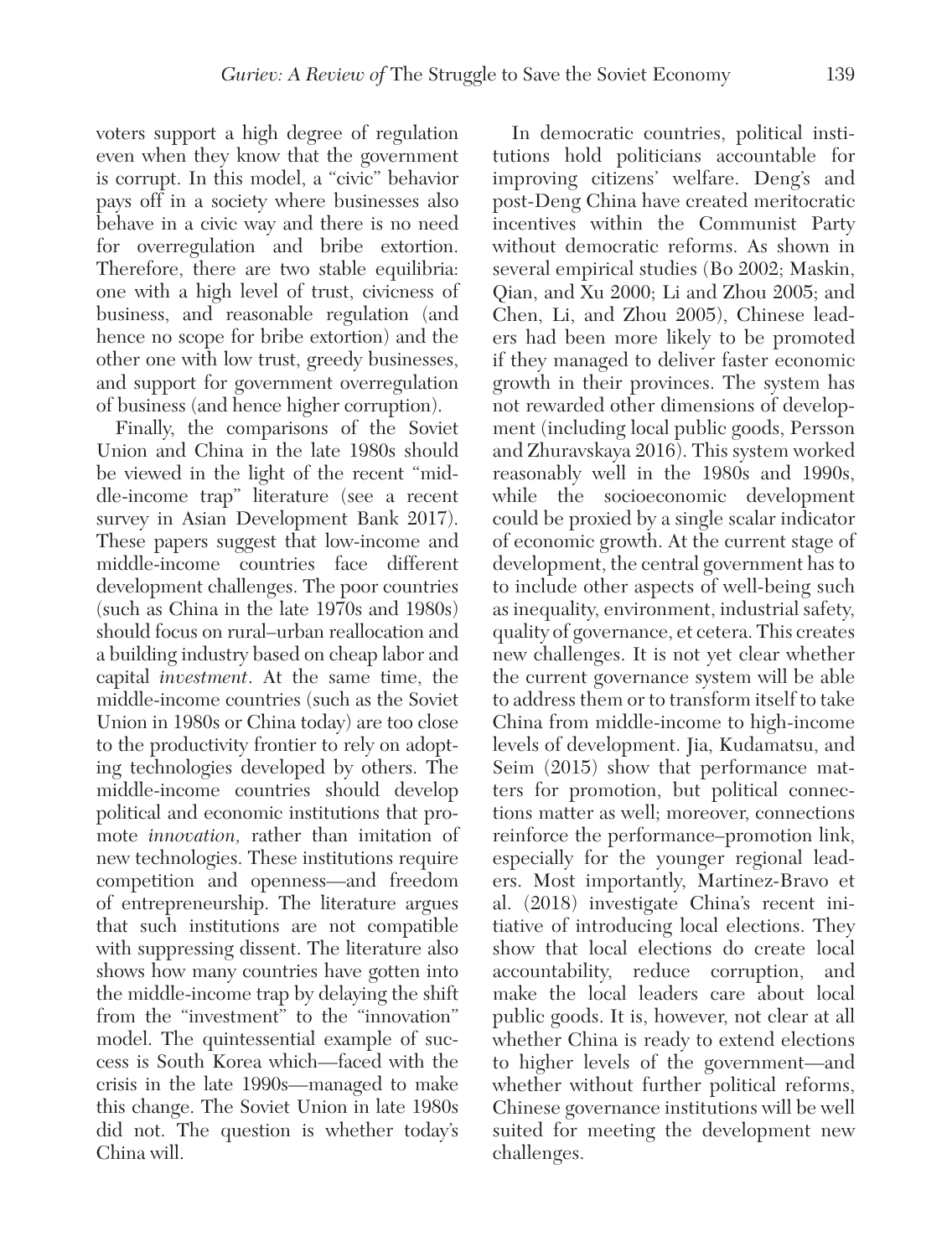voters support a high degree of regulation even when they know that the government is corrupt. In this model, a "civic" behavior pays off in a society where businesses also behave in a civic way and there is no need for overregulation and bribe extortion. Therefore, there are two stable equilibria: one with a high level of trust, civicness of business, and reasonable regulation (and hence no scope for bribe extortion) and the other one with low trust, greedy businesses, and support for government overregulation of business (and hence higher corruption).

Finally, the comparisons of the Soviet Union and China in the late 1980s should be viewed in the light of the recent "middle-income trap" literature (see a recent survey in Asian Development Bank 2017). These papers suggest that low-income and middle-income countries face different development challenges. The poor countries (such as China in the late 1970s and 1980s) should focus on rural–urban reallocation and a building industry based on cheap labor and capital *investment*. At the same time, the middle-income countries (such as the Soviet Union in 1980s or China today) are too close to the productivity frontier to rely on adopting technologies developed by others. The middle-income countries should develop political and economic institutions that promote *innovation,* rather than imitation of new technologies. These institutions require competition and openness—and freedom of entrepreneurship. The literature argues that such institutions are not compatible with suppressing dissent. The literature also shows how many countries have gotten into the middle-income trap by delaying the shift from the "investment" to the "innovation" model. The quintessential example of success is South Korea which—faced with the crisis in the late 1990s—managed to make this change. The Soviet Union in late 1980s did not. The question is whether today's China will.

In democratic countries, political institutions hold politicians accountable for improving citizens' welfare. Deng's and post-Deng China have created meritocratic incentives within the Communist Party without democratic reforms. As shown in several empirical studies (Bo 2002; Maskin, Qian, and Xu 2000; Li and Zhou 2005; and Chen, Li, and Zhou 2005), Chinese leaders had been more likely to be promoted if they managed to deliver faster economic growth in their provinces. The system has not rewarded other dimensions of development (including local public goods, Persson and Zhuravskaya 2016). This system worked reasonably well in the 1980s and 1990s, while the socioeconomic development could be proxied by a single scalar indicator of economic growth. At the current stage of development, the central government has to to include other aspects of well-being such as inequality, environment, industrial safety, quality of governance, et cetera. This creates new challenges. It is not yet clear whether the current governance system will be able to address them or to transform itself to take China from middle-income to high-income levels of development. Jia, Kudamatsu, and Seim (2015) show that performance matters for promotion, but political connections matter as well; moreover, connections reinforce the performance–promotion link, especially for the younger regional leaders. Most importantly, Martinez-Bravo et al. (2018) investigate China's recent initiative of introducing local elections. They show that local elections do create local accountability, reduce corruption, and make the local leaders care about local public goods. It is, however, not clear at all whether China is ready to extend elections to higher levels of the government—and whether without further political reforms, Chinese governance institutions will be well suited for meeting the development new challenges.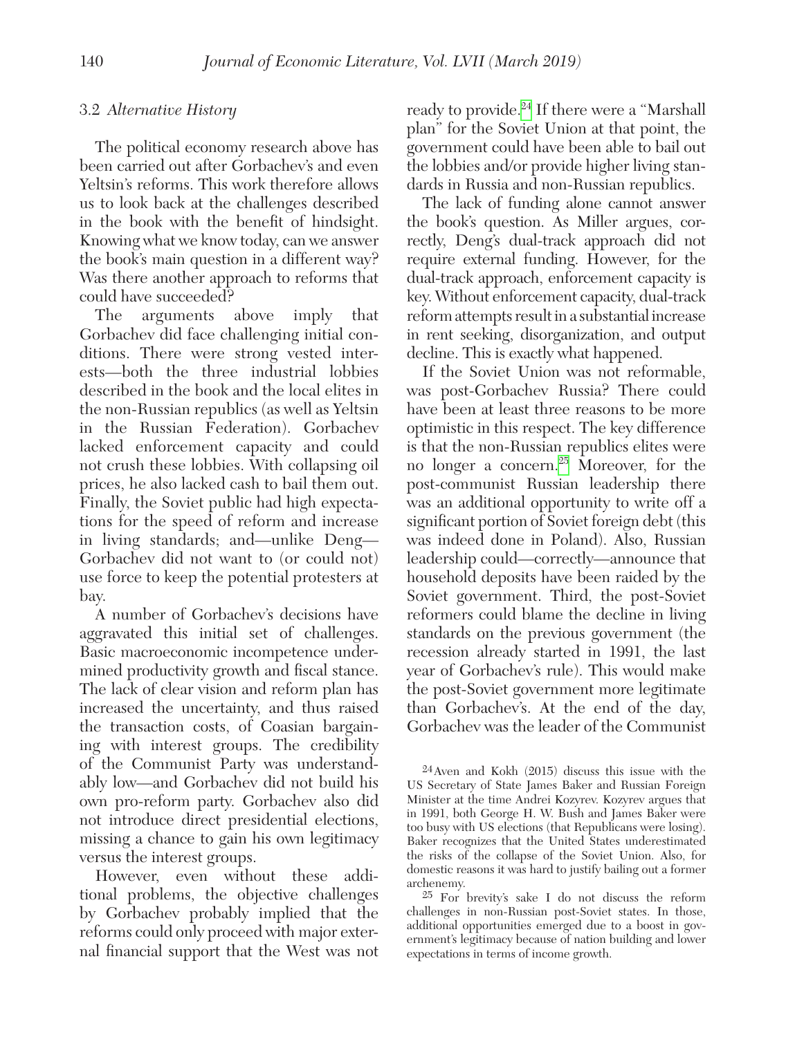### 3.2 *Alternative History*

The political economy research above has been carried out after Gorbachev's and even Yeltsin's reforms. This work therefore allows us to look back at the challenges described in the book with the benefit of hindsight. Knowing what we know today, can we answer the book's main question in a different way? Was there another approach to reforms that could have succeeded?

The arguments above imply that Gorbachev did face challenging initial conditions. There were strong vested interests—both the three industrial lobbies described in the book and the local elites in the non-Russian republics (as well as Yeltsin in the Russian Federation). Gorbachev lacked enforcement capacity and could not crush these lobbies. With collapsing oil prices, he also lacked cash to bail them out. Finally, the Soviet public had high expectations for the speed of reform and increase in living standards; and—unlike Deng—Gorbachev did not want to (or could not) use force to keep the potential protesters at bay.

A number of Gorbachev's decisions have aggravated this initial set of challenges. Basic macroeconomic incompetence undermined productivity growth and fiscal stance. The lack of clear vision and reform plan has increased the uncertainty, and thus raised the transaction costs, of Coasian bargaining with interest groups. The credibility of the Communist Party was understandably low—and Gorbachev did not build his own pro-reform party. Gorbachev also did not introduce direct presidential elections, missing a chance to gain his own legitimacy versus the interest groups.

However, even without these additional problems, the objective challenges by Gorbachev probably implied that the reforms could only proceed with major external financial support that the West was not ready to provide.[24] If there were a "Marshall plan" for the Soviet Union at that point, the government could have been able to bail out the lobbies and/or provide higher living standards in Russia and non-Russian republics.

The lack of funding alone cannot answer the book's question. As Miller argues, correctly, Deng's dual-track approach did not require external funding. However, for the dual-track approach, enforcement capacity is key. Without enforcement capacity, dual-track reform attempts result in a substantial increase in rent seeking, disorganization, and output decline. This is exactly what happened.

If the Soviet Union was not reformable, was post-Gorbachev Russia? There could have been at least three reasons to be more optimistic in this respect. The key difference is that the non-Russian republics elites were no longer a concern.[25] Moreover, for the post-communist Russian leadership there was an additional opportunity to write off a significant portion of Soviet foreign debt (this was indeed done in Poland). Also, Russian leadership could—correctly—announce that household deposits have been raided by the Soviet government. Third, the post-Soviet reformers could blame the decline in living standards on the previous government (the recession already started in 1991, the last year of Gorbachev's rule). This would make the post-Soviet government more legitimate than Gorbachev's. At the end of the day, Gorbachev was the leader of the Communist

---

[24] Aven and Kokh (2015) discuss this issue with the US Secretary of State James Baker and Russian Foreign Minister at the time Andrei Kozyrev. Kozyrev argues that in 1991, both George H. W. Bush and James Baker were too busy with US elections (that Republicans were losing). Baker recognizes that the United States underestimated the risks of the collapse of the Soviet Union. Also, for domestic reasons it was hard to justify bailing out a former archenemy.

[25] For brevity's sake I do not discuss the reform challenges in non-Russian post-Soviet states. In those, additional opportunities emerged due to a boost in government's legitimacy because of nation building and lower expectations in terms of income growth.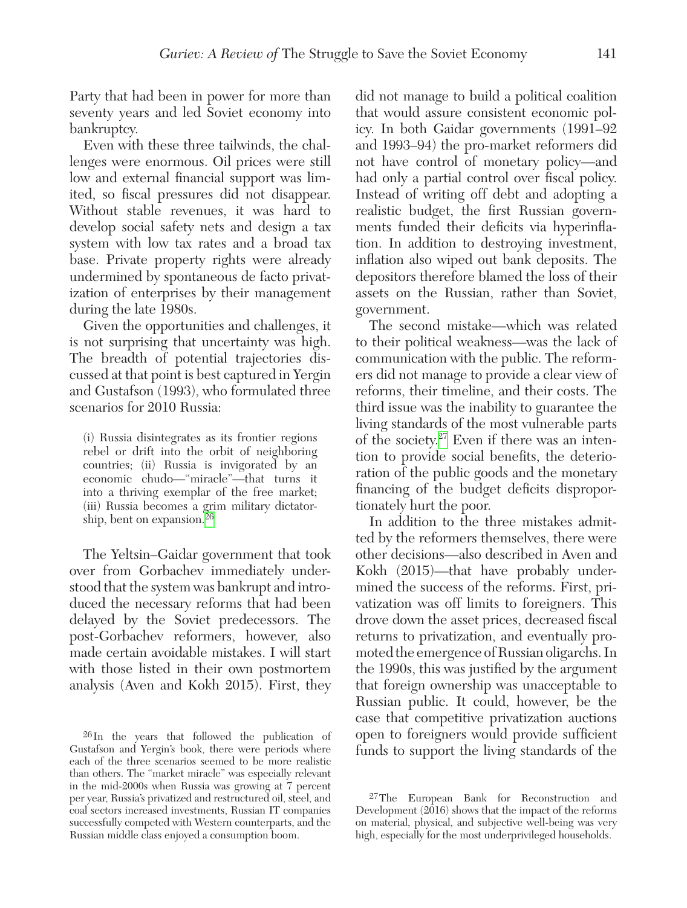Party that had been in power for more than seventy years and led Soviet economy into bankruptcy.

Even with these three tailwinds, the challenges were enormous. Oil prices were still low and external financial support was limited, so fiscal pressures did not disappear. Without stable revenues, it was hard to develop social safety nets and design a tax system with low tax rates and a broad tax base. Private property rights were already undermined by spontaneous de facto privatization of enterprises by their management during the late 1980s.

Given the opportunities and challenges, it is not surprising that uncertainty was high. The breadth of potential trajectories discussed at that point is best captured in Yergin and Gustafson (1993), who formulated three scenarios for 2010 Russia:

> (i) Russia disintegrates as its frontier regions rebel or drift into the orbit of neighboring countries; (ii) Russia is invigorated by an economic chudo—"miracle"—that turns it into a thriving exemplar of the free market; (iii) Russia becomes a grim military dictatorship, bent on expansion.[26]

The Yeltsin–Gaidar government that took over from Gorbachev immediately understood that the system was bankrupt and introduced the necessary reforms that had been delayed by the Soviet predecessors. The post-Gorbachev reformers, however, also made certain avoidable mistakes. I will start with those listed in their own postmortem analysis (Aven and Kokh 2015). First, they did not manage to build a political coalition that would assure consistent economic policy. In both Gaidar governments (1991–92 and 1993–94) the pro-market reformers did not have control of monetary policy—and had only a partial control over fiscal policy. Instead of writing off debt and adopting a realistic budget, the first Russian governments funded their deficits via hyperinflation. In addition to destroying investment, inflation also wiped out bank deposits. The depositors therefore blamed the loss of their assets on the Russian, rather than Soviet, government.

The second mistake—which was related to their political weakness—was the lack of communication with the public. The reformers did not manage to provide a clear view of reforms, their timeline, and their costs. The third issue was the inability to guarantee the living standards of the most vulnerable parts of the society.[27] Even if there was an intention to provide social benefits, the deterioration of the public goods and the monetary financing of the budget deficits disproportionately hurt the poor.

In addition to the three mistakes admitted by the reformers themselves, there were other decisions—also described in Aven and Kokh (2015)—that have probably undermined the success of the reforms. First, privatization was off limits to foreigners. This drove down the asset prices, decreased fiscal returns to privatization, and eventually promoted the emergence of Russian oligarchs. In the 1990s, this was justified by the argument that foreign ownership was unacceptable to Russian public. It could, however, be the case that competitive privatization auctions open to foreigners would provide sufficient funds to support the living standards of the

[26] In the years that followed the publication of Gustafson and Yergin's book, there were periods where each of the three scenarios seemed to be more realistic than others. The "market miracle" was especially relevant in the mid-2000s when Russia was growing at 7 percent per year, Russia's privatized and restructured oil, steel, and coal sectors increased investments, Russian IT companies successfully competed with Western counterparts, and the Russian middle class enjoyed a consumption boom.

[27] The European Bank for Reconstruction and Development (2016) shows that the impact of the reforms on material, physical, and subjective well-being was very high, especially for the most underprivileged households.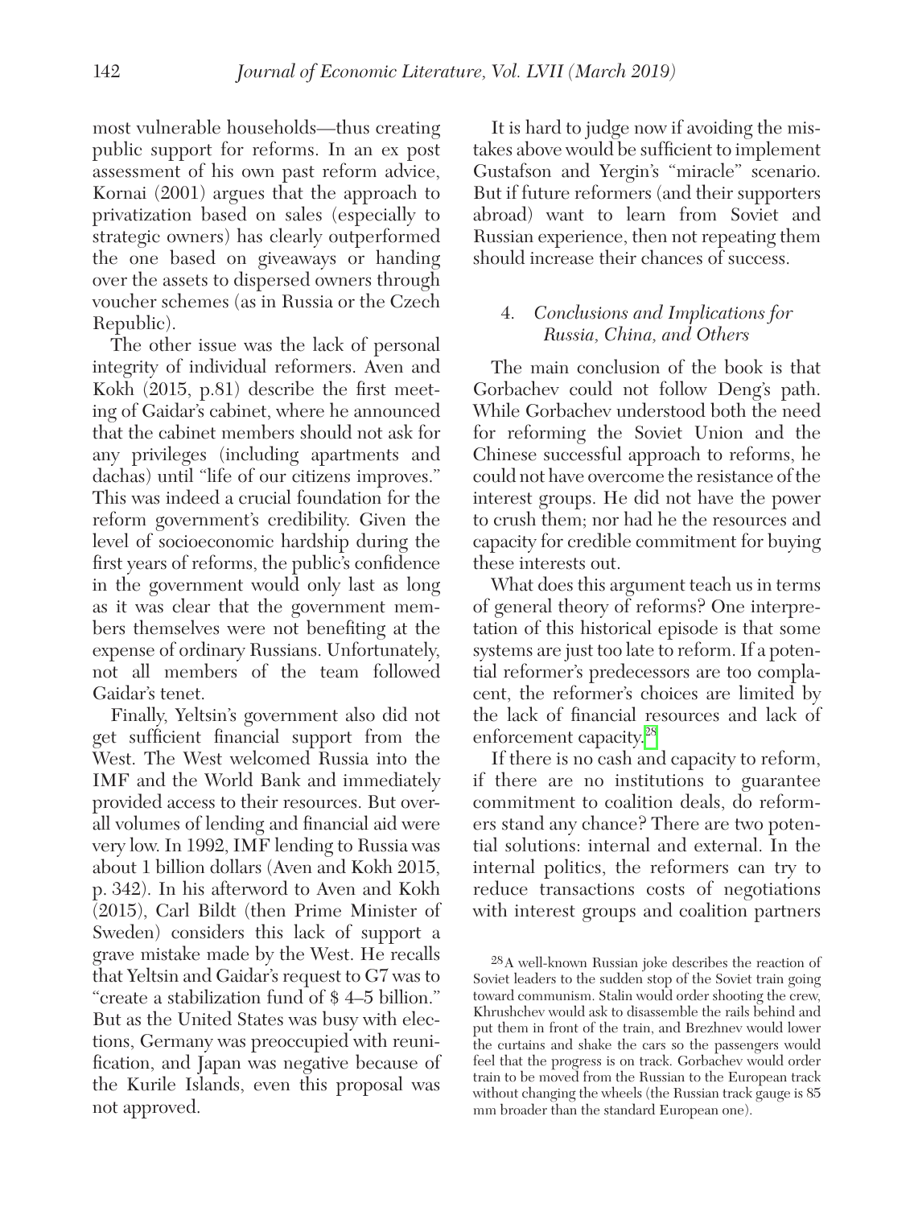most vulnerable households—thus creating public support for reforms. In an ex post assessment of his own past reform advice, Kornai (2001) argues that the approach to privatization based on sales (especially to strategic owners) has clearly outperformed the one based on giveaways or handing over the assets to dispersed owners through voucher schemes (as in Russia or the Czech Republic).

The other issue was the lack of personal integrity of individual reformers. Aven and Kokh (2015, p.81) describe the first meeting of Gaidar's cabinet, where he announced that the cabinet members should not ask for any privileges (including apartments and dachas) until "life of our citizens improves." This was indeed a crucial foundation for the reform government's credibility. Given the level of socioeconomic hardship during the first years of reforms, the public's confidence in the government would only last as long as it was clear that the government members themselves were not benefiting at the expense of ordinary Russians. Unfortunately, not all members of the team followed Gaidar's tenet.

Finally, Yeltsin's government also did not get sufficient financial support from the West. The West welcomed Russia into the IMF and the World Bank and immediately provided access to their resources. But overall volumes of lending and financial aid were very low. In 1992, IMF lending to Russia was about 1 billion dollars (Aven and Kokh 2015, p. 342). In his afterword to Aven and Kokh (2015), Carl Bildt (then Prime Minister of Sweden) considers this lack of support a grave mistake made by the West. He recalls that Yeltsin and Gaidar's request to G7 was to "create a stabilization fund of $ 4–5 billion." But as the United States was busy with elections, Germany was preoccupied with reunification, and Japan was negative because of the Kurile Islands, even this proposal was not approved.

It is hard to judge now if avoiding the mistakes above would be sufficient to implement Gustafson and Yergin's "miracle" scenario. But if future reformers (and their supporters abroad) want to learn from Soviet and Russian experience, then not repeating them should increase their chances of success.

## 4. *Conclusions and Implications for Russia, China, and Others*

The main conclusion of the book is that Gorbachev could not follow Deng's path. While Gorbachev understood both the need for reforming the Soviet Union and the Chinese successful approach to reforms, he could not have overcome the resistance of the interest groups. He did not have the power to crush them; nor had he the resources and capacity for credible commitment for buying these interests out.

What does this argument teach us in terms of general theory of reforms? One interpretation of this historical episode is that some systems are just too late to reform. If a potential reformer's predecessors are too complacent, the reformer's choices are limited by the lack of financial resources and lack of enforcement capacity.[28]

If there is no cash and capacity to reform, if there are no institutions to guarantee commitment to coalition deals, do reformers stand any chance? There are two potential solutions: internal and external. In the internal politics, the reformers can try to reduce transactions costs of negotiations with interest groups and coalition partners

[28] A well-known Russian joke describes the reaction of Soviet leaders to the sudden stop of the Soviet train going toward communism. Stalin would order shooting the crew, Khrushchev would ask to disassemble the rails behind and put them in front of the train, and Brezhnev would lower the curtains and shake the cars so the passengers would feel that the progress is on track. Gorbachev would order train to be moved from the Russian to the European track without changing the wheels (the Russian track gauge is 85 mm broader than the standard European one).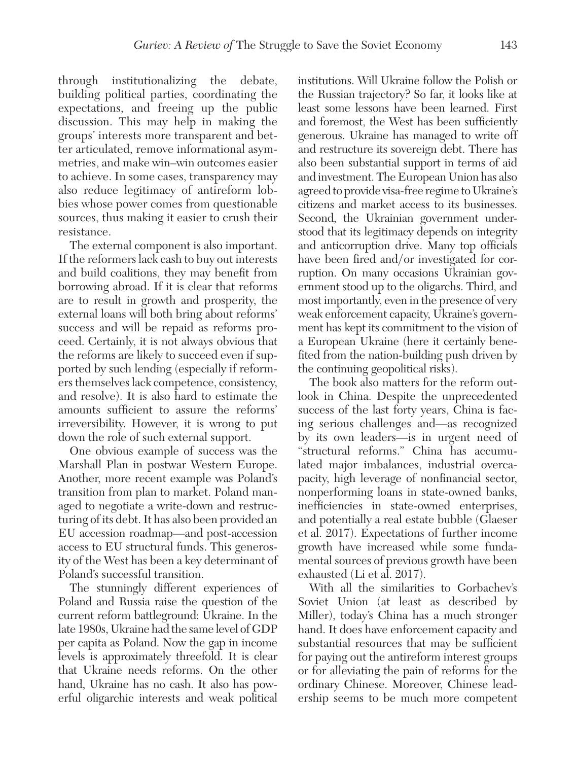through institutionalizing the debate, building political parties, coordinating the expectations, and freeing up the public discussion. This may help in making the groups' interests more transparent and better articulated, remove informational asymmetries, and make win–win outcomes easier to achieve. In some cases, transparency may also reduce legitimacy of antireform lobbies whose power comes from questionable sources, thus making it easier to crush their resistance.

The external component is also important. If the reformers lack cash to buy out interests and build coalitions, they may benefit from borrowing abroad. If it is clear that reforms are to result in growth and prosperity, the external loans will both bring about reforms' success and will be repaid as reforms proceed. Certainly, it is not always obvious that the reforms are likely to succeed even if supported by such lending (especially if reformers themselves lack competence, consistency, and resolve). It is also hard to estimate the amounts sufficient to assure the reforms' irreversibility. However, it is wrong to put down the role of such external support.

One obvious example of success was the Marshall Plan in postwar Western Europe. Another, more recent example was Poland's transition from plan to market. Poland managed to negotiate a write-down and restructuring of its debt. It has also been provided an EU accession roadmap—and post-accession access to EU structural funds. This generosity of the West has been a key determinant of Poland's successful transition.

The stunningly different experiences of Poland and Russia raise the question of the current reform battleground: Ukraine. In the late 1980s, Ukraine had the same level of GDP per capita as Poland. Now the gap in income levels is approximately threefold. It is clear that Ukraine needs reforms. On the other hand, Ukraine has no cash. It also has powerful oligarchic interests and weak political institutions. Will Ukraine follow the Polish or the Russian trajectory? So far, it looks like at least some lessons have been learned. First and foremost, the West has been sufficiently generous. Ukraine has managed to write off and restructure its sovereign debt. There has also been substantial support in terms of aid and investment. The European Union has also agreed to provide visa-free regime to Ukraine's citizens and market access to its businesses. Second, the Ukrainian government understood that its legitimacy depends on integrity and anticorruption drive. Many top officials have been fired and/or investigated for corruption. On many occasions Ukrainian government stood up to the oligarchs. Third, and most importantly, even in the presence of very weak enforcement capacity, Ukraine's government has kept its commitment to the vision of a European Ukraine (here it certainly benefited from the nation-building push driven by the continuing geopolitical risks).

The book also matters for the reform outlook in China. Despite the unprecedented success of the last forty years, China is facing serious challenges and—as recognized by its own leaders—is in urgent need of "structural reforms." China has accumulated major imbalances, industrial overcapacity, high leverage of nonfinancial sector, nonperforming loans in state-owned banks, inefficiencies in state-owned enterprises, and potentially a real estate bubble (Glaeser et al. 2017). Expectations of further income growth have increased while some fundamental sources of previous growth have been exhausted (Li et al. 2017).

With all the similarities to Gorbachev's Soviet Union (at least as described by Miller), today's China has a much stronger hand. It does have enforcement capacity and substantial resources that may be sufficient for paying out the antireform interest groups or for alleviating the pain of reforms for the ordinary Chinese. Moreover, Chinese leadership seems to be much more competent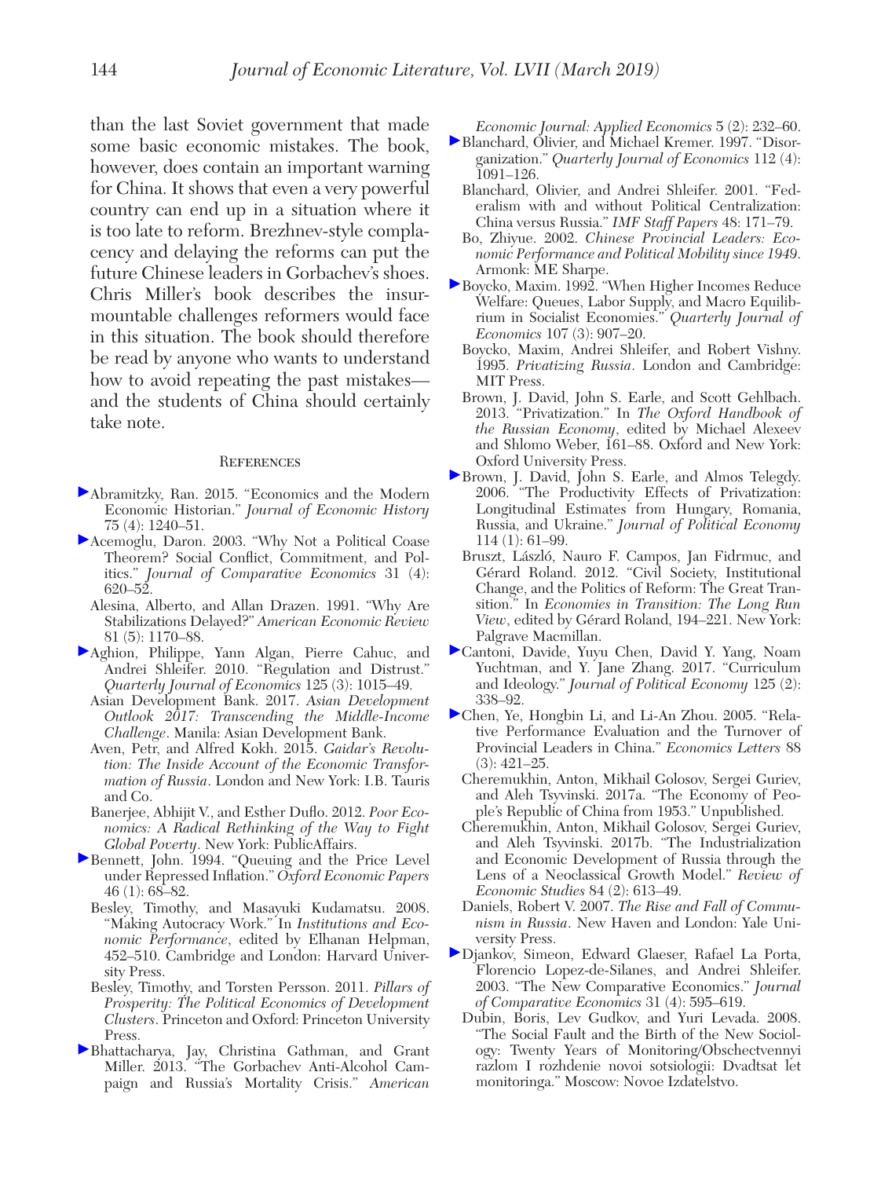than the last Soviet government that made some basic economic mistakes. The book, however, does contain an important warning for China. It shows that even a very powerful country can end up in a situation where it is too late to reform. Brezhnev-style complacency and delaying the reforms can put the future Chinese leaders in Gorbachev's shoes. Chris Miller's book describes the insurmountable challenges reformers would face in this situation. The book should therefore be read by anyone who wants to understand how to avoid repeating the past mistakes—and the students of China should certainly take note.

## References

Abramitzky, Ran. 2015. "Economics and the Modern Economic Historian." *Journal of Economic History* 75 (4): 1240–51.

Acemoglu, Daron. 2003. "Why Not a Political Coase Theorem? Social Conflict, Commitment, and Politics." *Journal of Comparative Economics* 31 (4): 620–52.

Alesina, Alberto, and Allan Drazen. 1991. "Why Are Stabilizations Delayed?" *American Economic Review* 81 (5): 1170–88.

Aghion, Philippe, Yann Algan, Pierre Cahuc, and Andrei Shleifer. 2010. "Regulation and Distrust." *Quarterly Journal of Economics* 125 (3): 1015–49.

Asian Development Bank. 2017. *Asian Development Outlook 2017: Transcending the Middle-Income Challenge*. Manila: Asian Development Bank.

Aven, Petr, and Alfred Kokh. 2015. *Gaidar's Revolution: The Inside Account of the Economic Transformation of Russia*. London and New York: I.B. Tauris and Co.

Banerjee, Abhijit V., and Esther Duflo. 2012. *Poor Economics: A Radical Rethinking of the Way to Fight Global Poverty*. New York: PublicAffairs.

Bennett, John. 1994. "Queuing and the Price Level under Repressed Inflation." *Oxford Economic Papers* 46 (1): 68–82.

Besley, Timothy, and Masayuki Kudamatsu. 2008. "Making Autocracy Work." In *Institutions and Economic Performance*, edited by Elhanan Helpman, 452–510. Cambridge and London: Harvard University Press.

Besley, Timothy, and Torsten Persson. 2011. *Pillars of Prosperity: The Political Economics of Development Clusters*. Princeton and Oxford: Princeton University Press.

Bhattacharya, Jay, Christina Gathman, and Grant Miller. 2013. "The Gorbachev Anti-Alcohol Campaign and Russia's Mortality Crisis." *American Economic Journal: Applied Economics* 5 (2): 232–60.

Blanchard, Olivier, and Michael Kremer. 1997. "Disorganization." *Quarterly Journal of Economics* 112 (4): 1091–126.

Blanchard, Olivier, and Andrei Shleifer. 2001. "Federalism with and without Political Centralization: China versus Russia." *IMF Staff Papers* 48: 171–79.

Bo, Zhiyue. 2002. *Chinese Provincial Leaders: Economic Performance and Political Mobility since 1949*. Armonk: ME Sharpe.

Boycko, Maxim. 1992. "When Higher Incomes Reduce Welfare: Queues, Labor Supply, and Macro Equilibrium in Socialist Economies." *Quarterly Journal of Economics* 107 (3): 907–20.

Boycko, Maxim, Andrei Shleifer, and Robert Vishny. 1995. *Privatizing Russia*. London and Cambridge: MIT Press.

Brown, J. David, John S. Earle, and Scott Gehlbach. 2013. "Privatization." In *The Oxford Handbook of the Russian Economy*, edited by Michael Alexeev and Shlomo Weber, 161–88. Oxford and New York: Oxford University Press.

Brown, J. David, John S. Earle, and Almos Telegdy. 2006. "The Productivity Effects of Privatization: Longitudinal Estimates from Hungary, Romania, Russia, and Ukraine." *Journal of Political Economy* 114 (1): 61–99.

Bruszt, László, Nauro F. Campos, Jan Fidrmuc, and Gérard Roland. 2012. "Civil Society, Institutional Change, and the Politics of Reform: The Great Transition." In *Economies in Transition: The Long Run View*, edited by Gérard Roland, 194–221. New York: Palgrave Macmillan.

Cantoni, Davide, Yuyu Chen, David Y. Yang, Noam Yuchtman, and Y. Jane Zhang. 2017. "Curriculum and Ideology." *Journal of Political Economy* 125 (2): 338–92.

Chen, Ye, Hongbin Li, and Li-An Zhou. 2005. "Relative Performance Evaluation and the Turnover of Provincial Leaders in China." *Economics Letters* 88 (3): 421–25.

Cheremukhin, Anton, Mikhail Golosov, Sergei Guriev, and Aleh Tsyvinski. 2017a. "The Economy of People's Republic of China from 1953." Unpublished.

Cheremukhin, Anton, Mikhail Golosov, Sergei Guriev, and Aleh Tsyvinski. 2017b. "The Industrialization and Economic Development of Russia through the Lens of a Neoclassical Growth Model." *Review of Economic Studies* 84 (2): 613–49.

Daniels, Robert V. 2007. *The Rise and Fall of Communism in Russia*. New Haven and London: Yale University Press.

Djankov, Simeon, Edward Glaeser, Rafael La Porta, Florencio Lopez-de-Silanes, and Andrei Shleifer. 2003. "The New Comparative Economics." *Journal of Comparative Economics* 31 (4): 595–619.

Dubin, Boris, Lev Gudkov, and Yuri Levada. 2008. "The Social Fault and the Birth of the New Sociology: Twenty Years of Monitoring/Obschectvennyi razlom I rozhdenie novoi sotsiologii: Dvadtsat let monitoringa." Moscow: Novoe Izdatelstvo.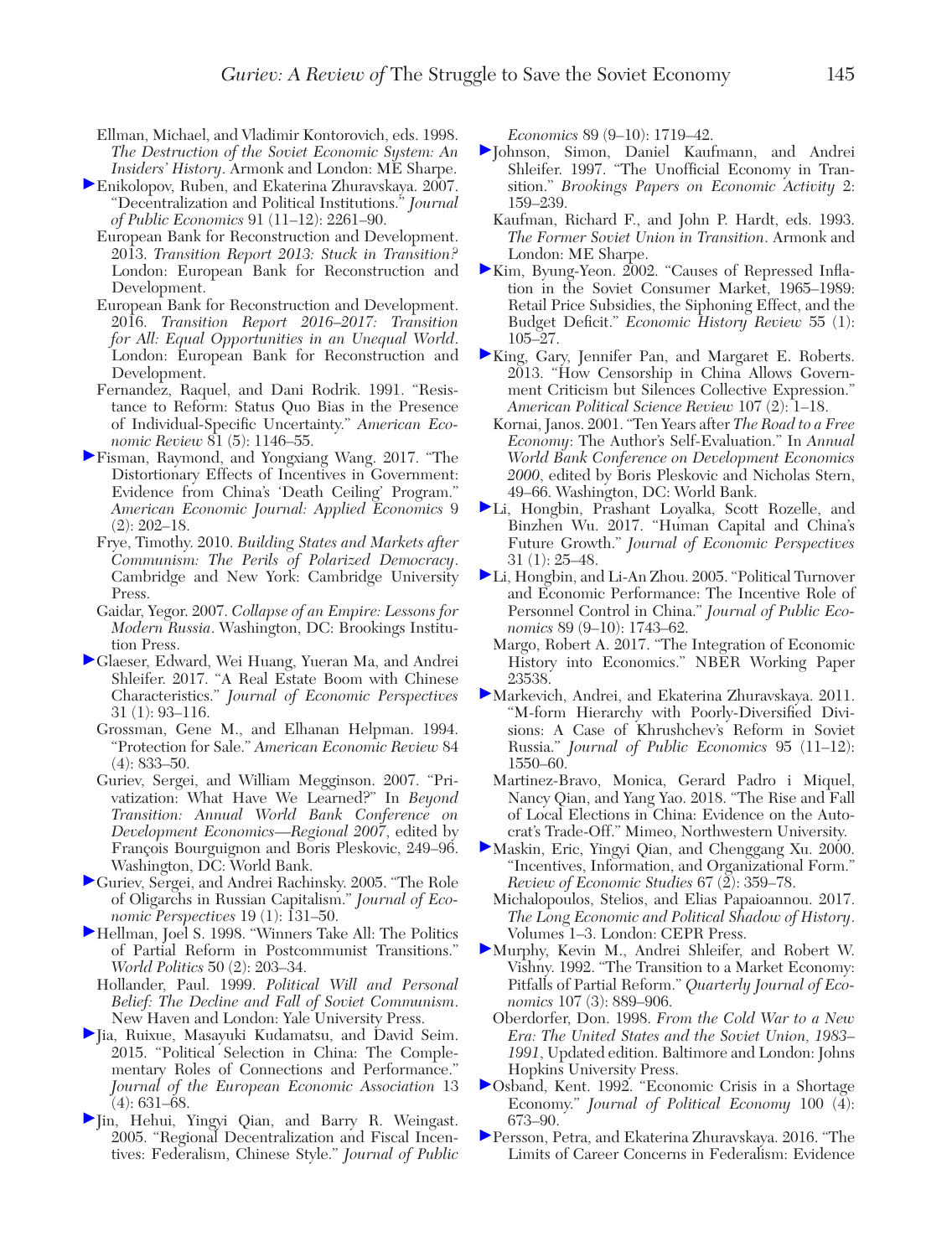Ellman, Michael, and Vladimir Kontorovich, eds. 1998. *The Destruction of the Soviet Economic System: An Insiders' History*. Armonk and London: ME Sharpe.

Enikolopov, Ruben, and Ekaterina Zhuravskaya. 2007. "Decentralization and Political Institutions." *Journal of Public Economics* 91 (11–12): 2261–90.

European Bank for Reconstruction and Development. 2013. *Transition Report 2013: Stuck in Transition?* London: European Bank for Reconstruction and Development.

European Bank for Reconstruction and Development. 2016. *Transition Report 2016–2017: Transition for All: Equal Opportunities in an Unequal World*. London: European Bank for Reconstruction and Development.

Fernandez, Raquel, and Dani Rodrik. 1991. "Resistance to Reform: Status Quo Bias in the Presence of Individual-Specific Uncertainty." *American Economic Review* 81 (5): 1146–55.

Fisman, Raymond, and Yongxiang Wang. 2017. "The Distortionary Effects of Incentives in Government: Evidence from China's 'Death Ceiling' Program." *American Economic Journal: Applied Economics* 9 (2): 202–18.

Frye, Timothy. 2010. *Building States and Markets after Communism: The Perils of Polarized Democracy*. Cambridge and New York: Cambridge University Press.

Gaidar, Yegor. 2007. *Collapse of an Empire: Lessons for Modern Russia*. Washington, DC: Brookings Institution Press.

Glaeser, Edward, Wei Huang, Yueran Ma, and Andrei Shleifer. 2017. "A Real Estate Boom with Chinese Characteristics." *Journal of Economic Perspectives* 31 (1): 93–116.

Grossman, Gene M., and Elhanan Helpman. 1994. "Protection for Sale." *American Economic Review* 84 (4): 833–50.

Guriev, Sergei, and William Megginson. 2007. "Privatization: What Have We Learned?" In *Beyond Transition: Annual World Bank Conference on Development Economics—Regional 2007*, edited by François Bourguignon and Boris Pleskovic, 249–96. Washington, DC: World Bank.

Guriev, Sergei, and Andrei Rachinsky. 2005. "The Role of Oligarchs in Russian Capitalism." *Journal of Economic Perspectives* 19 (1): 131–50.

Hellman, Joel S. 1998. "Winners Take All: The Politics of Partial Reform in Postcommunist Transitions." *World Politics* 50 (2): 203–34.

Hollander, Paul. 1999. *Political Will and Personal Belief: The Decline and Fall of Soviet Communism*. New Haven and London: Yale University Press.

Jia, Ruixue, Masayuki Kudamatsu, and David Seim. 2015. "Political Selection in China: The Complementary Roles of Connections and Performance." *Journal of the European Economic Association* 13 (4): 631–68.

Jin, Hehui, Yingyi Qian, and Barry R. Weingast. 2005. "Regional Decentralization and Fiscal Incentives: Federalism, Chinese Style." *Journal of Public Economics* 89 (9–10): 1719–42.

Johnson, Simon, Daniel Kaufmann, and Andrei Shleifer. 1997. "The Unofficial Economy in Transition." *Brookings Papers on Economic Activity* 2: 159–239.

Kaufman, Richard F., and John P. Hardt, eds. 1993. *The Former Soviet Union in Transition*. Armonk and London: ME Sharpe.

Kim, Byung-Yeon. 2002. "Causes of Repressed Inflation in the Soviet Consumer Market, 1965–1989: Retail Price Subsidies, the Siphoning Effect, and the Budget Deficit." *Economic History Review* 55 (1): 105–27.

King, Gary, Jennifer Pan, and Margaret E. Roberts. 2013. "How Censorship in China Allows Government Criticism but Silences Collective Expression." *American Political Science Review* 107 (2): 1–18.

Kornai, Janos. 2001. "Ten Years after *The Road to a Free Economy*: The Author's Self-Evaluation." In *Annual World Bank Conference on Development Economics 2000*, edited by Boris Pleskovic and Nicholas Stern, 49–66. Washington, DC: World Bank.

Li, Hongbin, Prashant Loyalka, Scott Rozelle, and Binzhen Wu. 2017. "Human Capital and China's Future Growth." *Journal of Economic Perspectives* 31 (1): 25–48.

Li, Hongbin, and Li-An Zhou. 2005. "Political Turnover and Economic Performance: The Incentive Role of Personnel Control in China." *Journal of Public Economics* 89 (9–10): 1743–62.

Margo, Robert A. 2017. "The Integration of Economic History into Economics." NBER Working Paper 23538.

Markevich, Andrei, and Ekaterina Zhuravskaya. 2011. "M-form Hierarchy with Poorly-Diversified Divisions: A Case of Khrushchev's Reform in Soviet Russia." *Journal of Public Economics* 95 (11–12): 1550–60.

Martinez-Bravo, Monica, Gerard Padro i Miquel, Nancy Qian, and Yang Yao. 2018. "The Rise and Fall of Local Elections in China: Evidence on the Autocrat's Trade-Off." Mimeo, Northwestern University.

Maskin, Eric, Yingyi Qian, and Chenggang Xu. 2000. "Incentives, Information, and Organizational Form." *Review of Economic Studies* 67 (2): 359–78.

Michalopoulos, Stelios, and Elias Papaioannou. 2017. *The Long Economic and Political Shadow of History*. Volumes 1–3. London: CEPR Press.

Murphy, Kevin M., Andrei Shleifer, and Robert W. Vishny. 1992. "The Transition to a Market Economy: Pitfalls of Partial Reform." *Quarterly Journal of Economics* 107 (3): 889–906.

Oberdorfer, Don. 1998. *From the Cold War to a New Era: The United States and the Soviet Union, 1983–1991*, Updated edition. Baltimore and London: Johns Hopkins University Press.

Osband, Kent. 1992. "Economic Crisis in a Shortage Economy." *Journal of Political Economy* 100 (4): 673–90.

Persson, Petra, and Ekaterina Zhuravskaya. 2016. "The Limits of Career Concerns in Federalism: Evidence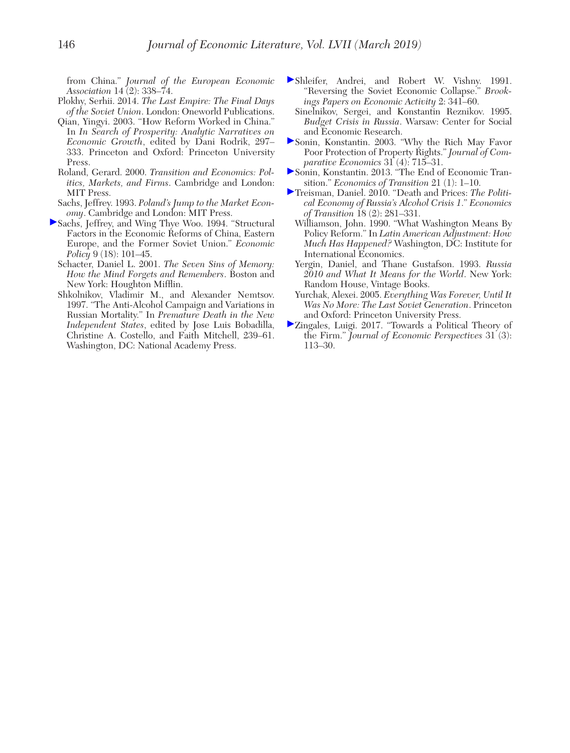from China." *Journal of the European Economic Association* 14 (2): 338–74.

Plokhy, Serhii. 2014. *The Last Empire: The Final Days of the Soviet Union*. London: Oneworld Publications.

Qian, Yingyi. 2003. "How Reform Worked in China." In *In Search of Prosperity: Analytic Narratives on Economic Growth*, edited by Dani Rodrik, 297–333. Princeton and Oxford: Princeton University Press.

Roland, Gerard. 2000. *Transition and Economics: Politics, Markets, and Firms*. Cambridge and London: MIT Press.

Sachs, Jeffrey. 1993. *Poland's Jump to the Market Economy*. Cambridge and London: MIT Press.

Sachs, Jeffrey, and Wing Thye Woo. 1994. "Structural Factors in the Economic Reforms of China, Eastern Europe, and the Former Soviet Union." *Economic Policy* 9 (18): 101–45.

Schacter, Daniel L. 2001. *The Seven Sins of Memory: How the Mind Forgets and Remembers*. Boston and New York: Houghton Mifflin.

Shkolnikov, Vladimir M., and Alexander Nemtsov. 1997. "The Anti-Alcohol Campaign and Variations in Russian Mortality." In *Premature Death in the New Independent States*, edited by Jose Luis Bobadilla, Christine A. Costello, and Faith Mitchell, 239–61. Washington, DC: National Academy Press.

Shleifer, Andrei, and Robert W. Vishny. 1991. "Reversing the Soviet Economic Collapse." *Brookings Papers on Economic Activity* 2: 341–60.

Sinelnikov, Sergei, and Konstantin Reznikov. 1995. *Budget Crisis in Russia*. Warsaw: Center for Social and Economic Research.

Sonin, Konstantin. 2003. "Why the Rich May Favor Poor Protection of Property Rights." *Journal of Comparative Economics* 31 (4): 715–31.

Sonin, Konstantin. 2013. "The End of Economic Transition." *Economics of Transition* 21 (1): 1–10.

Treisman, Daniel. 2010. "Death and Prices: *The Political Economy of Russia's Alcohol Crisis 1*." *Economics of Transition* 18 (2): 281–331.

Williamson, John. 1990. "What Washington Means By Policy Reform." In *Latin American Adjustment: How Much Has Happened?* Washington, DC: Institute for International Economics.

Yergin, Daniel, and Thane Gustafson. 1993. *Russia 2010 and What It Means for the World*. New York: Random House, Vintage Books.

Yurchak, Alexei. 2005. *Everything Was Forever, Until It Was No More: The Last Soviet Generation*. Princeton and Oxford: Princeton University Press.

Zingales, Luigi. 2017. "Towards a Political Theory of the Firm." *Journal of Economic Perspectives* 31 (3): 113–30.